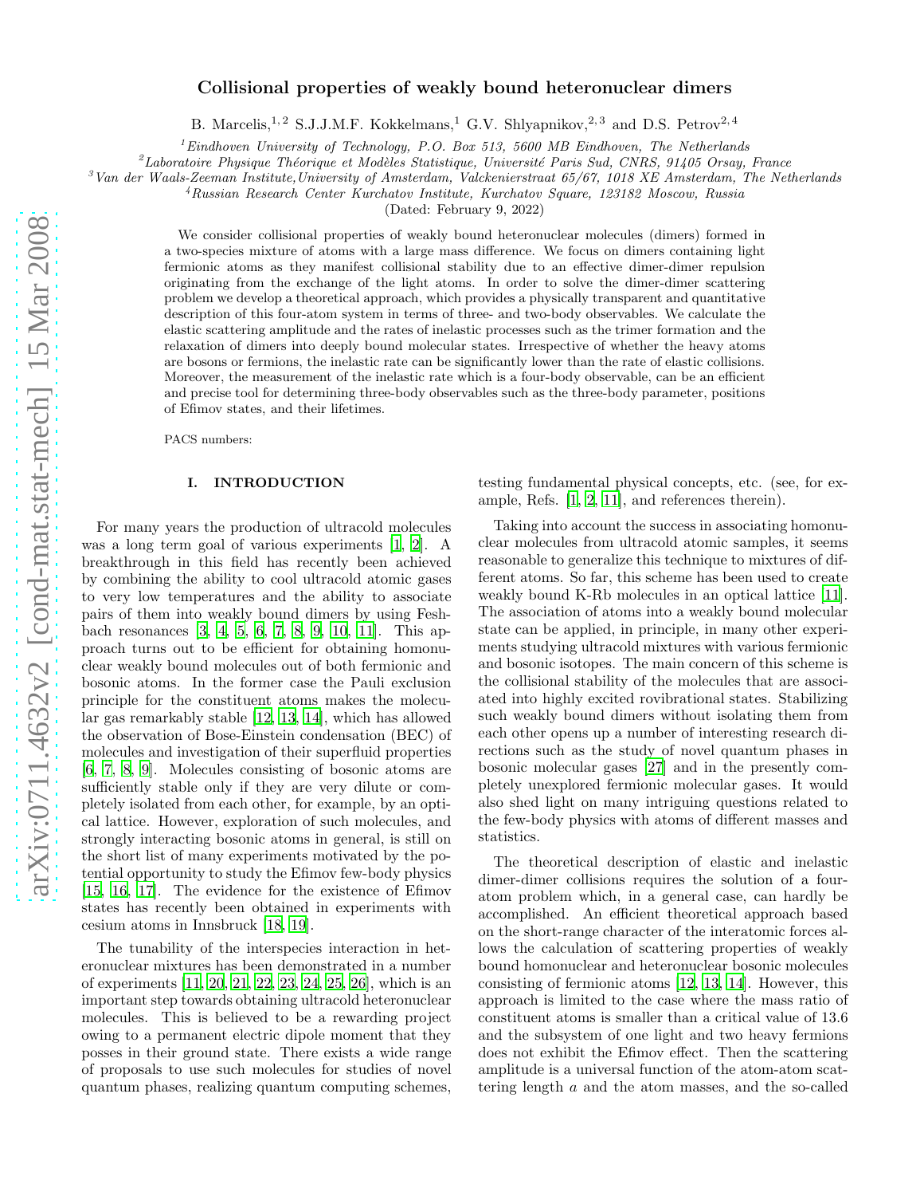# Collisional properties of weakly bound heteronuclear dimers

B. Marcelis,[1,2] S.J.J.M.F. Kokkelmans,[1] G.V. Shlyapnikov,[2,3] and D.S. Petrov[2,4]

[1]Eindhoven University of Technology, P.O. Box 513, 5600 MB Eindhoven, The Netherlands
[2]Laboratoire Physique Théorique et Modèles Statistique, Université Paris Sud, CNRS, 91405 Orsay, France
[3]Van der Waals-Zeeman Institute,University of Amsterdam, Valckenierstraat 65/67, 1018 XE Amsterdam, The Netherlands
[4]Russian Research Center Kurchatov Institute, Kurchatov Square, 123182 Moscow, Russia

(Dated: February 9, 2022)

We consider collisional properties of weakly bound heteronuclear molecules (dimers) formed in a two-species mixture of atoms with a large mass difference. We focus on dimers containing light fermionic atoms as they manifest collisional stability due to an effective dimer-dimer repulsion originating from the exchange of the light atoms. In order to solve the dimer-dimer scattering problem we develop a theoretical approach, which provides a physically transparent and quantitative description of this four-atom system in terms of three- and two-body observables. We calculate the elastic scattering amplitude and the rates of inelastic processes such as the trimer formation and the relaxation of dimers into deeply bound molecular states. Irrespective of whether the heavy atoms are bosons or fermions, the inelastic rate can be significantly lower than the rate of elastic collisions. Moreover, the measurement of the inelastic rate which is a four-body observable, can be an efficient and precise tool for determining three-body observables such as the three-body parameter, positions of Efimov states, and their lifetimes.

PACS numbers:

## I. INTRODUCTION

For many years the production of ultracold molecules was a long term goal of various experiments [1, 2]. A breakthrough in this field has recently been achieved by combining the ability to cool ultracold atomic gases to very low temperatures and the ability to associate pairs of them into weakly bound dimers by using Feshbach resonances [3, 4, 5, 6, 7, 8, 9, 10, 11]. This approach turns out to be efficient for obtaining homonuclear weakly bound molecules out of both fermionic and bosonic atoms. In the former case the Pauli exclusion principle for the constituent atoms makes the molecular gas remarkably stable [12, 13, 14], which has allowed the observation of Bose-Einstein condensation (BEC) of molecules and investigation of their superfluid properties [6, 7, 8, 9]. Molecules consisting of bosonic atoms are sufficiently stable only if they are very dilute or completely isolated from each other, for example, by an optical lattice. However, exploration of such molecules, and strongly interacting bosonic atoms in general, is still on the short list of many experiments motivated by the potential opportunity to study the Efimov few-body physics [15, 16, 17]. The evidence for the existence of Efimov states has recently been obtained in experiments with cesium atoms in Innsbruck [18, 19].

The tunability of the interspecies interaction in heteronuclear mixtures has been demonstrated in a number of experiments [11, 20, 21, 22, 23, 24, 25, 26], which is an important step towards obtaining ultracold heteronuclear molecules. This is believed to be a rewarding project owing to a permanent electric dipole moment that they posses in their ground state. There exists a wide range of proposals to use such molecules for studies of novel quantum phases, realizing quantum computing schemes, testing fundamental physical concepts, etc. (see, for example, Refs. [1, 2, 11], and references therein).

Taking into account the success in associating homonuclear molecules from ultracold atomic samples, it seems reasonable to generalize this technique to mixtures of different atoms. So far, this scheme has been used to create weakly bound K-Rb molecules in an optical lattice [11]. The association of atoms into a weakly bound molecular state can be applied, in principle, in many other experiments studying ultracold mixtures with various fermionic and bosonic isotopes. The main concern of this scheme is the collisional stability of the molecules that are associated into highly excited rovibrational states. Stabilizing such weakly bound dimers without isolating them from each other opens up a number of interesting research directions such as the study of novel quantum phases in bosonic molecular gases [27] and in the presently completely unexplored fermionic molecular gases. It would also shed light on many intriguing questions related to the few-body physics with atoms of different masses and statistics.

The theoretical description of elastic and inelastic dimer-dimer collisions requires the solution of a four-atom problem which, in a general case, can hardly be accomplished. An efficient theoretical approach based on the short-range character of the interatomic forces allows the calculation of scattering properties of weakly bound homonuclear and heteronuclear bosonic molecules consisting of fermionic atoms [12, 13, 14]. However, this approach is limited to the case where the mass ratio of constituent atoms is smaller than a critical value of 13.6 and the subsystem of one light and two heavy fermions does not exhibit the Efimov effect. Then the scattering amplitude is a universal function of the atom-atom scattering length $a$ and the atom masses, and the so-called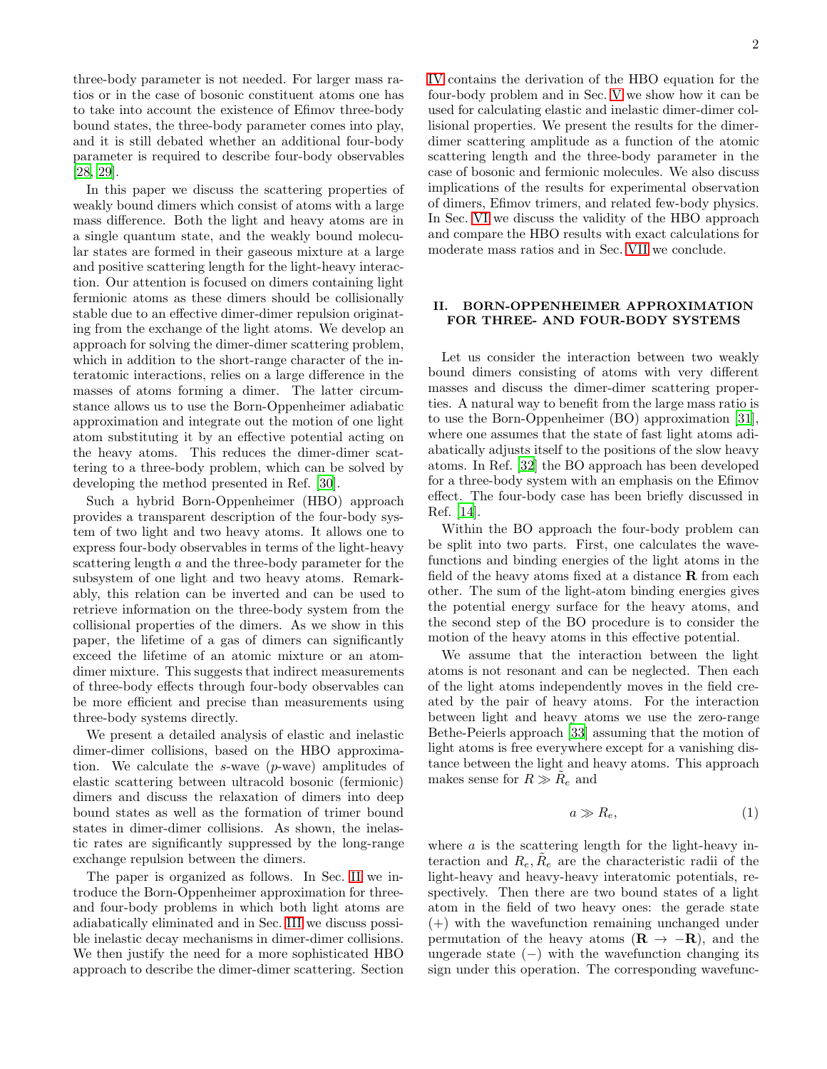three-body parameter is not needed. For larger mass ratios or in the case of bosonic constituent atoms one has to take into account the existence of Efimov three-body bound states, the three-body parameter comes into play, and it is still debated whether an additional four-body parameter is required to describe four-body observables [28, 29].

In this paper we discuss the scattering properties of weakly bound dimers which consist of atoms with a large mass difference. Both the light and heavy atoms are in a single quantum state, and the weakly bound molecular states are formed in their gaseous mixture at a large and positive scattering length for the light-heavy interaction. Our attention is focused on dimers containing light fermionic atoms as these dimers should be collisionally stable due to an effective dimer-dimer repulsion originating from the exchange of the light atoms. We develop an approach for solving the dimer-dimer scattering problem, which in addition to the short-range character of the interatomic interactions, relies on a large difference in the masses of atoms forming a dimer. The latter circumstance allows us to use the Born-Oppenheimer adiabatic approximation and integrate out the motion of one light atom substituting it by an effective potential acting on the heavy atoms. This reduces the dimer-dimer scattering to a three-body problem, which can be solved by developing the method presented in Ref. [30].

Such a hybrid Born-Oppenheimer (HBO) approach provides a transparent description of the four-body system of two light and two heavy atoms. It allows one to express four-body observables in terms of the light-heavy scattering length $a$ and the three-body parameter for the subsystem of one light and two heavy atoms. Remarkably, this relation can be inverted and can be used to retrieve information on the three-body system from the collisional properties of the dimers. As we show in this paper, the lifetime of a gas of dimers can significantly exceed the lifetime of an atomic mixture or an atom-dimer mixture. This suggests that indirect measurements of three-body effects through four-body observables can be more efficient and precise than measurements using three-body systems directly.

We present a detailed analysis of elastic and inelastic dimer-dimer collisions, based on the HBO approximation. We calculate the $s$-wave ($p$-wave) amplitudes of elastic scattering between ultracold bosonic (fermionic) dimers and discuss the relaxation of dimers into deep bound states as well as the formation of trimer bound states in dimer-dimer collisions. As shown, the inelastic rates are significantly suppressed by the long-range exchange repulsion between the dimers.

The paper is organized as follows. In Sec. II we introduce the Born-Oppenheimer approximation for three- and four-body problems in which both light atoms are adiabatically eliminated and in Sec. III we discuss possible inelastic decay mechanisms in dimer-dimer collisions. We then justify the need for a more sophisticated HBO approach to describe the dimer-dimer scattering. Section IV contains the derivation of the HBO equation for the four-body problem and in Sec. V we show how it can be used for calculating elastic and inelastic dimer-dimer collisional properties. We present the results for the dimer-dimer scattering amplitude as a function of the atomic scattering length and the three-body parameter in the case of bosonic and fermionic molecules. We also discuss implications of the results for experimental observation of dimers, Efimov trimers, and related few-body physics. In Sec. VI we discuss the validity of the HBO approach and compare the HBO results with exact calculations for moderate mass ratios and in Sec. VII we conclude.

## II. BORN-OPPENHEIMER APPROXIMATION FOR THREE- AND FOUR-BODY SYSTEMS

Let us consider the interaction between two weakly bound dimers consisting of atoms with very different masses and discuss the dimer-dimer scattering properties. A natural way to benefit from the large mass ratio is to use the Born-Oppenheimer (BO) approximation [31], where one assumes that the state of fast light atoms adiabatically adjusts itself to the positions of the slow heavy atoms. In Ref. [32] the BO approach has been developed for a three-body system with an emphasis on the Efimov effect. The four-body case has been briefly discussed in Ref. [14].

Within the BO approach the four-body problem can be split into two parts. First, one calculates the wavefunctions and binding energies of the light atoms in the field of the heavy atoms fixed at a distance $\mathbf{R}$ from each other. The sum of the light-atom binding energies gives the potential energy surface for the heavy atoms, and the second step of the BO procedure is to consider the motion of the heavy atoms in this effective potential.

We assume that the interaction between the light atoms is not resonant and can be neglected. Then each of the light atoms independently moves in the field created by the pair of heavy atoms. For the interaction between light and heavy atoms we use the zero-range Bethe-Peierls approach [33] assuming that the motion of light atoms is free everywhere except for a vanishing distance between the light and heavy atoms. This approach makes sense for $R \gg \tilde{R}_e$ and

$$a \gg R_e, \tag{1}$$

where $a$ is the scattering length for the light-heavy interaction and $R_e, \tilde{R}_e$ are the characteristic radii of the light-heavy and heavy-heavy interatomic potentials, respectively. Then there are two bound states of a light atom in the field of two heavy ones: the gerade state $(+)$ with the wavefunction remaining unchanged under permutation of the heavy atoms ($\mathbf{R} \to -\mathbf{R}$), and the ungerade state $(-)$ with the wavefunction changing its sign under this operation. The corresponding wavefunc-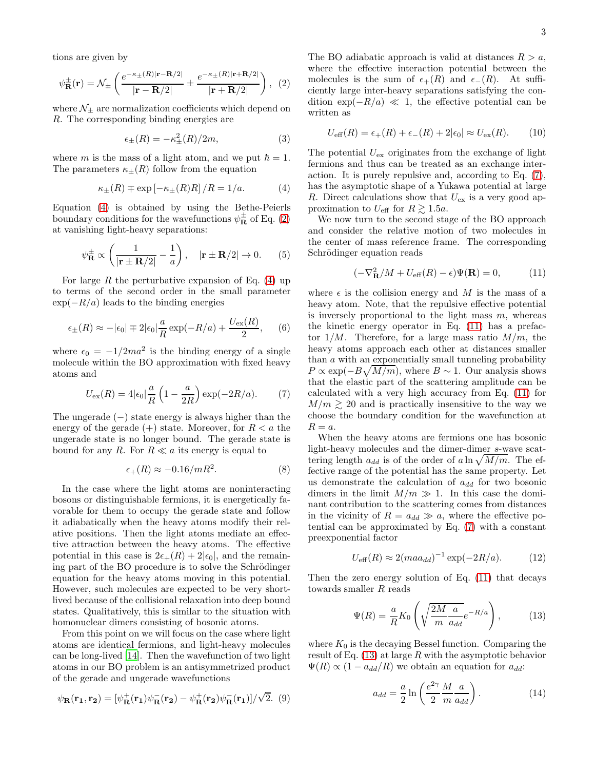tions are given by

$$\psi^{\pm}_{\mathbf{R}}(\mathbf{r}) = \mathcal{N}_{\pm}\left(\frac{e^{-\kappa_{\pm}(R)|\mathbf{r}-\mathbf{R}/2|}}{|\mathbf{r}-\mathbf{R}/2|} \pm \frac{e^{-\kappa_{\pm}(R)|\mathbf{r}+\mathbf{R}/2|}}{|\mathbf{r}+\mathbf{R}/2|}\right), \quad (2)$$

where $\mathcal{N}_{\pm}$ are normalization coefficients which depend on $R$. The corresponding binding energies are

$$\epsilon_{\pm}(R) = -\kappa^2_{\pm}(R)/2m, \quad (3)$$

where $m$ is the mass of a light atom, and we put $\hbar = 1$. The parameters $\kappa_{\pm}(R)$ follow from the equation

$$\kappa_{\pm}(R) \mp \exp\left[-\kappa_{\pm}(R)R\right]/R = 1/a. \quad (4)$$

Equation (4) is obtained by using the Bethe-Peierls boundary conditions for the wavefunctions $\psi^{\pm}_{\mathbf{R}}$ of Eq. (2) at vanishing light-heavy separations:

$$\psi^{\pm}_{\mathbf{R}} \propto \left(\frac{1}{|\mathbf{r}\pm\mathbf{R}/2|} - \frac{1}{a}\right), \quad |\mathbf{r}\pm\mathbf{R}/2| \to 0. \quad (5)$$

For large $R$ the perturbative expansion of Eq. (4) up to terms of the second order in the small parameter $\exp(-R/a)$ leads to the binding energies

$$\epsilon_{\pm}(R) \approx -|\epsilon_0| \mp 2|\epsilon_0|\frac{a}{R}\exp(-R/a) + \frac{U_{\rm ex}(R)}{2}, \quad (6)$$

where $\epsilon_0 = -1/2ma^2$ is the binding energy of a single molecule within the BO approximation with fixed heavy atoms and

$$U_{\rm ex}(R) = 4|\epsilon_0|\frac{a}{R}\left(1-\frac{a}{2R}\right)\exp(-2R/a). \quad (7)$$

The ungerade ($-$) state energy is always higher than the energy of the gerade ($+$) state. Moreover, for $R < a$ the ungerade state is no longer bound. The gerade state is bound for any $R$. For $R \ll a$ its energy is equal to

$$\epsilon_{+}(R) \approx -0.16/mR^2. \quad (8)$$

In the case where the light atoms are noninteracting bosons or distinguishable fermions, it is energetically favorable for them to occupy the gerade state and follow it adiabatically when the heavy atoms modify their relative positions. Then the light atoms mediate an effective attraction between the heavy atoms. The effective potential in this case is $2\epsilon_{+}(R) + 2|\epsilon_0|$, and the remaining part of the BO procedure is to solve the Schrödinger equation for the heavy atoms moving in this potential. However, such molecules are expected to be very short-lived because of the collisional relaxation into deep bound states. Qualitatively, this is similar to the situation with homonuclear dimers consisting of bosonic atoms.

From this point on we will focus on the case where light atoms are identical fermions, and light-heavy molecules can be long-lived [14]. Then the wavefunction of two light atoms in our BO problem is an antisymmetrized product of the gerade and ungerade wavefunctions

$$\psi_{\mathbf{R}}(\mathbf{r_1},\mathbf{r_2}) = [\psi^{+}_{\mathbf{R}}(\mathbf{r_1})\psi^{-}_{\mathbf{R}}(\mathbf{r_2}) - \psi^{+}_{\mathbf{R}}(\mathbf{r_2})\psi^{-}_{\mathbf{R}}(\mathbf{r_1})]/\sqrt{2}. \quad (9)$$

The BO adiabatic approach is valid at distances $R > a$, where the effective interaction potential between the molecules is the sum of $\epsilon_{+}(R)$ and $\epsilon_{-}(R)$. At sufficiently large inter-heavy separations satisfying the condition $\exp(-R/a) \ll 1$, the effective potential can be written as

$$U_{\rm eff}(R) = \epsilon_{+}(R) + \epsilon_{-}(R) + 2|\epsilon_0| \approx U_{\rm ex}(R). \quad (10)$$

The potential $U_{\rm ex}$ originates from the exchange of light fermions and thus can be treated as an exchange interaction. It is purely repulsive and, according to Eq. (7), has the asymptotic shape of a Yukawa potential at large $R$. Direct calculations show that $U_{\rm ex}$ is a very good approximation to $U_{\rm eff}$ for $R \gtrsim 1.5a$.

We now turn to the second stage of the BO approach and consider the relative motion of two molecules in the center of mass reference frame. The corresponding Schrödinger equation reads

$$(-\nabla^2_{\mathbf{R}}/M + U_{\rm eff}(R) - \epsilon)\Psi(\mathbf{R}) = 0, \quad (11)$$

where $\epsilon$ is the collision energy and $M$ is the mass of a heavy atom. Note, that the repulsive effective potential is inversely proportional to the light mass $m$, whereas the kinetic energy operator in Eq. (11) has a prefactor $1/M$. Therefore, for a large mass ratio $M/m$, the heavy atoms approach each other at distances smaller than $a$ with an exponentially small tunneling probability $P \propto \exp(-B\sqrt{M/m})$, where $B \sim 1$. Our analysis shows that the elastic part of the scattering amplitude can be calculated with a very high accuracy from Eq. (11) for $M/m \gtrsim 20$ and is practically insensitive to the way we choose the boundary condition for the wavefunction at $R = a$.

When the heavy atoms are fermions one has bosonic light-heavy molecules and the dimer-dimer $s$-wave scattering length $a_{dd}$ is of the order of $a\ln\sqrt{M/m}$. The effective range of the potential has the same property. Let us demonstrate the calculation of $a_{dd}$ for two bosonic dimers in the limit $M/m \gg 1$. In this case the dominant contribution to the scattering comes from distances in the vicinity of $R = a_{dd} \gg a$, where the effective potential can be approximated by Eq. (7) with a constant preexponential factor

$$U_{\rm eff}(R) \approx 2(maa_{dd})^{-1}\exp(-2R/a). \quad (12)$$

Then the zero energy solution of Eq. (11) that decays towards smaller $R$ reads

$$\Psi(R) = \frac{a}{R}K_0\left(\sqrt{\frac{2M}{m}\frac{a}{a_{dd}}}e^{-R/a}\right), \quad (13)$$

where $K_0$ is the decaying Bessel function. Comparing the result of Eq. (13) at large $R$ with the asymptotic behavior $\Psi(R) \propto (1 - a_{dd}/R)$ we obtain an equation for $a_{dd}$:

$$a_{dd} = \frac{a}{2}\ln\left(\frac{e^{2\gamma}}{2}\frac{M}{m}\frac{a}{a_{dd}}\right). \quad (14)$$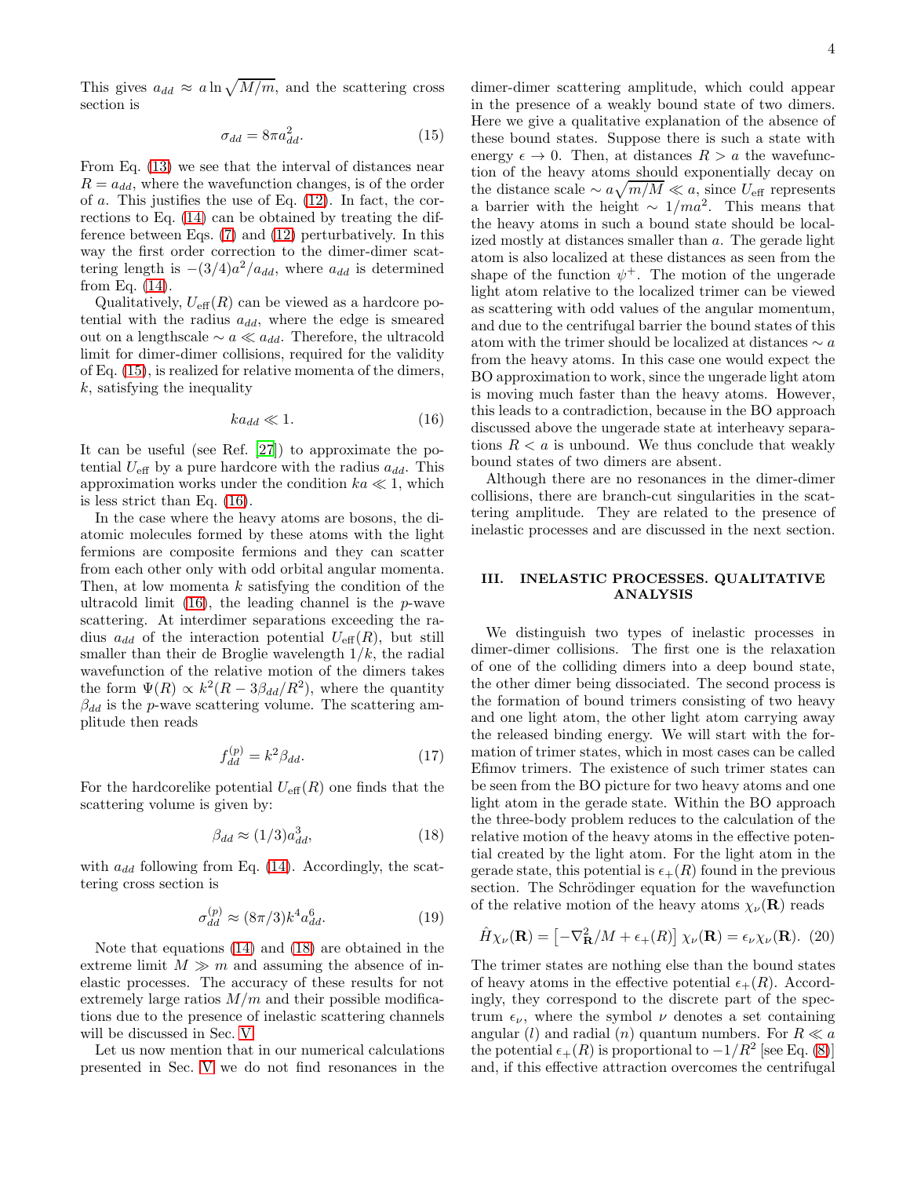This gives $a_{dd} \approx a \ln \sqrt{M/m}$, and the scattering cross section is

$$\sigma_{dd} = 8\pi a_{dd}^2. \tag{15}$$

From Eq. (13) we see that the interval of distances near $R = a_{dd}$, where the wavefunction changes, is of the order of $a$. This justifies the use of Eq. (12). In fact, the corrections to Eq. (14) can be obtained by treating the difference between Eqs. (7) and (12) perturbatively. In this way the first order correction to the dimer-dimer scattering length is $-(3/4)a^2/a_{dd}$, where $a_{dd}$ is determined from Eq. (14).

Qualitatively, $U_{\rm eff}(R)$ can be viewed as a hardcore potential with the radius $a_{dd}$, where the edge is smeared out on a lengthscale $\sim a \ll a_{dd}$. Therefore, the ultracold limit for dimer-dimer collisions, required for the validity of Eq. (15), is realized for relative momenta of the dimers, $k$, satisfying the inequality

$$k a_{dd} \ll 1. \tag{16}$$

It can be useful (see Ref. [27]) to approximate the potential $U_{\rm eff}$ by a pure hardcore with the radius $a_{dd}$. This approximation works under the condition $ka \ll 1$, which is less strict than Eq. (16).

In the case where the heavy atoms are bosons, the diatomic molecules formed by these atoms with the light fermions are composite fermions and they can scatter from each other only with odd orbital angular momenta. Then, at low momenta $k$ satisfying the condition of the ultracold limit (16), the leading channel is the $p$-wave scattering. At interdimer separations exceeding the radius $a_{dd}$ of the interaction potential $U_{\rm eff}(R)$, but still smaller than their de Broglie wavelength $1/k$, the radial wavefunction of the relative motion of the dimers takes the form $\Psi(R) \propto k^2(R - 3\beta_{dd}/R^2)$, where the quantity $\beta_{dd}$ is the $p$-wave scattering volume. The scattering amplitude then reads

$$f_{dd}^{(p)} = k^2 \beta_{dd}. \tag{17}$$

For the hardcorelike potential $U_{\rm eff}(R)$ one finds that the scattering volume is given by:

$$\beta_{dd} \approx (1/3) a_{dd}^3, \tag{18}$$

with $a_{dd}$ following from Eq. (14). Accordingly, the scattering cross section is

$$\sigma_{dd}^{(p)} \approx (8\pi/3) k^4 a_{dd}^6. \tag{19}$$

Note that equations (14) and (18) are obtained in the extreme limit $M \gg m$ and assuming the absence of inelastic processes. The accuracy of these results for not extremely large ratios $M/m$ and their possible modifications due to the presence of inelastic scattering channels will be discussed in Sec. V.

Let us now mention that in our numerical calculations presented in Sec. V we do not find resonances in the dimer-dimer scattering amplitude, which could appear in the presence of a weakly bound state of two dimers. Here we give a qualitative explanation of the absence of these bound states. Suppose there is such a state with energy $\epsilon \to 0$. Then, at distances $R > a$ the wavefunction of the heavy atoms should exponentially decay on the distance scale $\sim a\sqrt{m/M} \ll a$, since $U_{\rm eff}$ represents a barrier with the height $\sim 1/ma^2$. This means that the heavy atoms in such a bound state should be localized mostly at distances smaller than $a$. The gerade light atom is also localized at these distances as seen from the shape of the function $\psi^+$. The motion of the ungerade light atom relative to the localized trimer can be viewed as scattering with odd values of the angular momentum, and due to the centrifugal barrier the bound states of this atom with the trimer should be localized at distances $\sim a$ from the heavy atoms. In this case one would expect the BO approximation to work, since the ungerade light atom is moving much faster than the heavy atoms. However, this leads to a contradiction, because in the BO approach discussed above the ungerade state at interheavy separations $R < a$ is unbound. We thus conclude that weakly bound states of two dimers are absent.

Although there are no resonances in the dimer-dimer collisions, there are branch-cut singularities in the scattering amplitude. They are related to the presence of inelastic processes and are discussed in the next section.

## III. INELASTIC PROCESSES. QUALITATIVE ANALYSIS

We distinguish two types of inelastic processes in dimer-dimer collisions. The first one is the relaxation of one of the colliding dimers into a deep bound state, the other dimer being dissociated. The second process is the formation of bound trimers consisting of two heavy and one light atom, the other light atom carrying away the released binding energy. We will start with the formation of trimer states, which in most cases can be called Efimov trimers. The existence of such trimer states can be seen from the BO picture for two heavy atoms and one light atom in the gerade state. Within the BO approach the three-body problem reduces to the calculation of the relative motion of the heavy atoms in the effective potential created by the light atom. For the light atom in the gerade state, this potential is $\epsilon_+(R)$ found in the previous section. The Schrödinger equation for the wavefunction of the relative motion of the heavy atoms $\chi_\nu(\mathbf{R})$ reads

$$\hat{H}\chi_\nu(\mathbf{R}) = \left[-\nabla_{\mathbf{R}}^2/M + \epsilon_+(R)\right]\chi_\nu(\mathbf{R}) = \epsilon_\nu \chi_\nu(\mathbf{R}). \tag{20}$$

The trimer states are nothing else than the bound states of heavy atoms in the effective potential $\epsilon_+(R)$. Accordingly, they correspond to the discrete part of the spectrum $\epsilon_\nu$, where the symbol $\nu$ denotes a set containing angular ($l$) and radial ($n$) quantum numbers. For $R \ll a$ the potential $\epsilon_+(R)$ is proportional to $-1/R^2$ [see Eq. (8)] and, if this effective attraction overcomes the centrifugal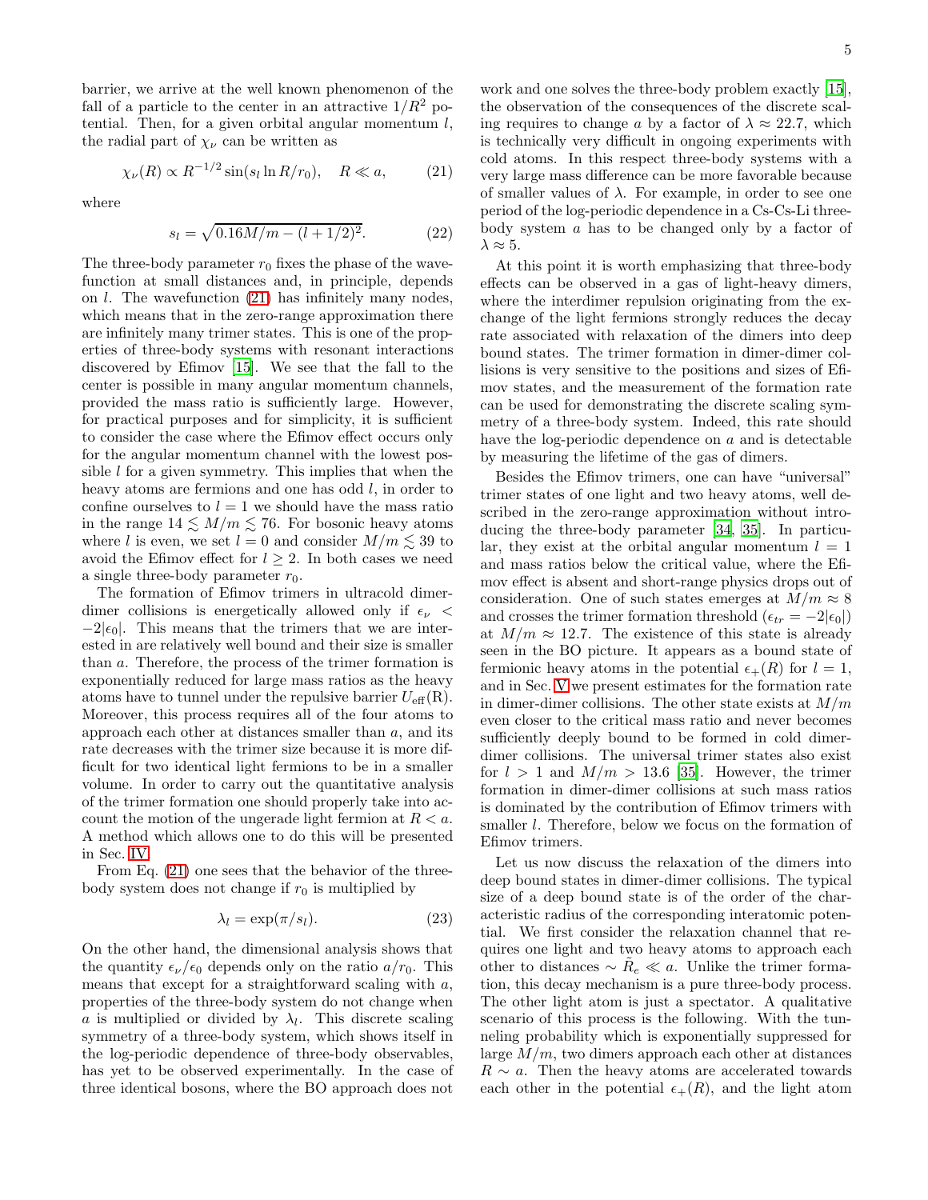barrier, we arrive at the well known phenomenon of the fall of a particle to the center in an attractive $1/R^2$ potential. Then, for a given orbital angular momentum $l$, the radial part of $\chi_\nu$ can be written as

$$\chi_\nu(R) \propto R^{-1/2} \sin(s_l \ln R/r_0), \quad R \ll a, \tag{21}$$

where

$$s_l = \sqrt{0.16M/m - (l+1/2)^2}. \tag{22}$$

The three-body parameter $r_0$ fixes the phase of the wavefunction at small distances and, in principle, depends on $l$. The wavefunction (21) has infinitely many nodes, which means that in the zero-range approximation there are infinitely many trimer states. This is one of the properties of three-body systems with resonant interactions discovered by Efimov [15]. We see that the fall to the center is possible in many angular momentum channels, provided the mass ratio is sufficiently large. However, for practical purposes and for simplicity, it is sufficient to consider the case where the Efimov effect occurs only for the angular momentum channel with the lowest possible $l$ for a given symmetry. This implies that when the heavy atoms are fermions and one has odd $l$, in order to confine ourselves to $l = 1$ we should have the mass ratio in the range $14 \lesssim M/m \lesssim 76$. For bosonic heavy atoms where $l$ is even, we set $l = 0$ and consider $M/m \lesssim 39$ to avoid the Efimov effect for $l \geq 2$. In both cases we need a single three-body parameter $r_0$.

The formation of Efimov trimers in ultracold dimer-dimer collisions is energetically allowed only if $\epsilon_\nu < -2|\epsilon_0|$. This means that the trimers that we are interested in are relatively well bound and their size is smaller than $a$. Therefore, the process of the trimer formation is exponentially reduced for large mass ratios as the heavy atoms have to tunnel under the repulsive barrier $U_{\rm eff}$(R). Moreover, this process requires all of the four atoms to approach each other at distances smaller than $a$, and its rate decreases with the trimer size because it is more difficult for two identical light fermions to be in a smaller volume. In order to carry out the quantitative analysis of the trimer formation one should properly take into account the motion of the ungerade light fermion at $R < a$. A method which allows one to do this will be presented in Sec. IV.

From Eq. (21) one sees that the behavior of the three-body system does not change if $r_0$ is multiplied by

$$\lambda_l = \exp(\pi/s_l). \tag{23}$$

On the other hand, the dimensional analysis shows that the quantity $\epsilon_\nu/\epsilon_0$ depends only on the ratio $a/r_0$. This means that except for a straightforward scaling with $a$, properties of the three-body system do not change when $a$ is multiplied or divided by $\lambda_l$. This discrete scaling symmetry of a three-body system, which shows itself in the log-periodic dependence of three-body observables, has yet to be observed experimentally. In the case of three identical bosons, where the BO approach does not work and one solves the three-body problem exactly [15], the observation of the consequences of the discrete scaling requires to change $a$ by a factor of $\lambda \approx 22.7$, which is technically very difficult in ongoing experiments with cold atoms. In this respect three-body systems with a very large mass difference can be more favorable because of smaller values of $\lambda$. For example, in order to see one period of the log-periodic dependence in a Cs-Cs-Li three-body system $a$ has to be changed only by a factor of $\lambda \approx 5$.

At this point it is worth emphasizing that three-body effects can be observed in a gas of light-heavy dimers, where the interdimer repulsion originating from the exchange of the light fermions strongly reduces the decay rate associated with relaxation of the dimers into deep bound states. The trimer formation in dimer-dimer collisions is very sensitive to the positions and sizes of Efimov states, and the measurement of the formation rate can be used for demonstrating the discrete scaling symmetry of a three-body system. Indeed, this rate should have the log-periodic dependence on $a$ and is detectable by measuring the lifetime of the gas of dimers.

Besides the Efimov trimers, one can have "universal" trimer states of one light and two heavy atoms, well described in the zero-range approximation without introducing the three-body parameter [34, 35]. In particular, they exist at the orbital angular momentum $l = 1$ and mass ratios below the critical value, where the Efimov effect is absent and short-range physics drops out of consideration. One of such states emerges at $M/m \approx 8$ and crosses the trimer formation threshold ($\epsilon_{tr} = -2|\epsilon_0|$) at $M/m \approx 12.7$. The existence of this state is already seen in the BO picture. It appears as a bound state of fermionic heavy atoms in the potential $\epsilon_+(R)$ for $l = 1$, and in Sec. V we present estimates for the formation rate in dimer-dimer collisions. The other state exists at $M/m$ even closer to the critical mass ratio and never becomes sufficiently deeply bound to be formed in cold dimer-dimer collisions. The universal trimer states also exist for $l > 1$ and $M/m > 13.6$ [35]. However, the trimer formation in dimer-dimer collisions at such mass ratios is dominated by the contribution of Efimov trimers with smaller $l$. Therefore, below we focus on the formation of Efimov trimers.

Let us now discuss the relaxation of the dimers into deep bound states in dimer-dimer collisions. The typical size of a deep bound state is of the order of the characteristic radius of the corresponding interatomic potential. We first consider the relaxation channel that requires one light and two heavy atoms to approach each other to distances $\sim \tilde{R}_e \ll a$. Unlike the trimer formation, this decay mechanism is a pure three-body process. The other light atom is just a spectator. A qualitative scenario of this process is the following. With the tunneling probability which is exponentially suppressed for large $M/m$, two dimers approach each other at distances $R \sim a$. Then the heavy atoms are accelerated towards each other in the potential $\epsilon_+(R)$, and the light atom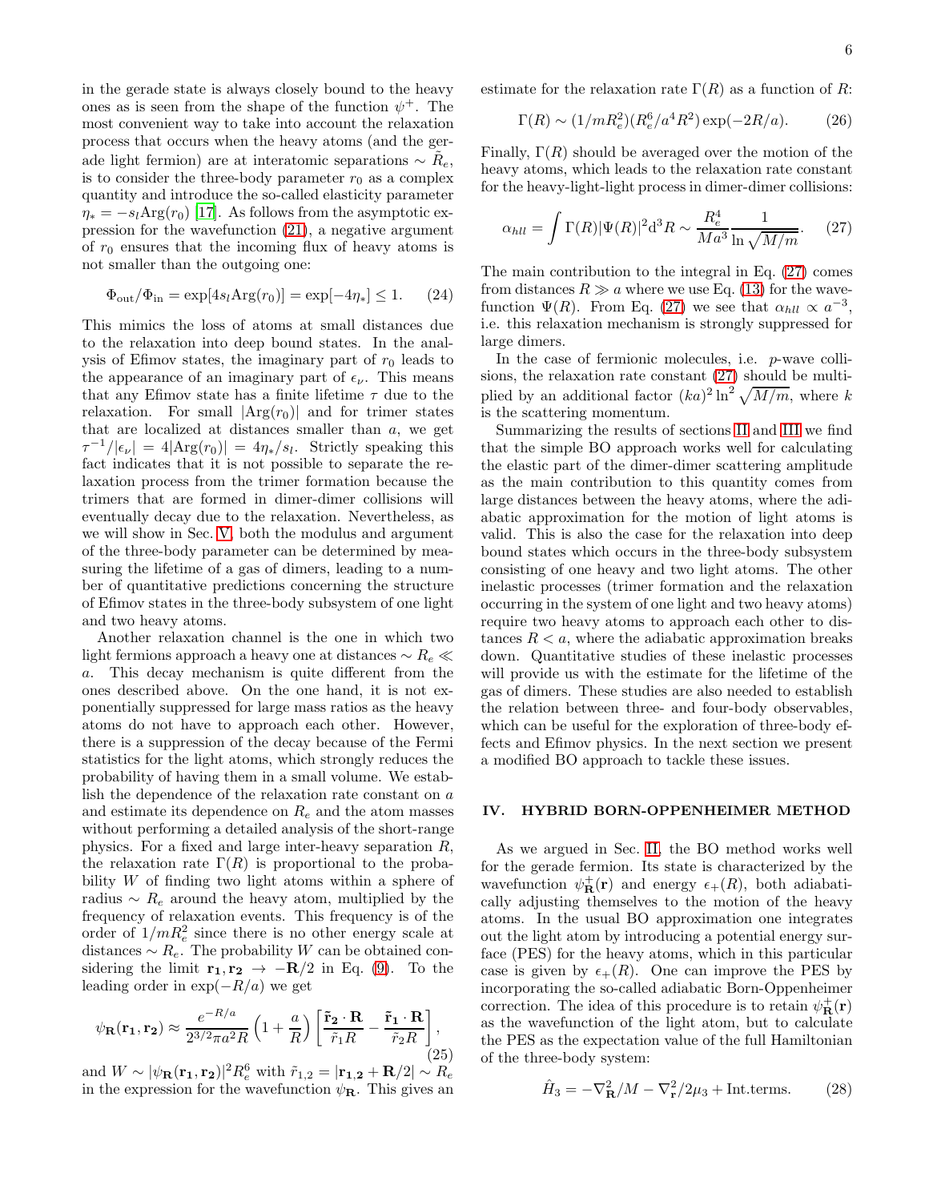in the gerade state is always closely bound to the heavy ones as is seen from the shape of the function $\psi^+$. The most convenient way to take into account the relaxation process that occurs when the heavy atoms (and the gerade light fermion) are at interatomic separations $\sim \tilde{R}_e$, is to consider the three-body parameter $r_0$ as a complex quantity and introduce the so-called elasticity parameter $\eta_* = -s_l \mathrm{Arg}(r_0)$ [17]. As follows from the asymptotic expression for the wavefunction (21), a negative argument of $r_0$ ensures that the incoming flux of heavy atoms is not smaller than the outgoing one:

$$\Phi_{\rm out}/\Phi_{\rm in} = \exp[4s_l \mathrm{Arg}(r_0)] = \exp[-4\eta_*] \le 1. \tag{24}$$

This mimics the loss of atoms at small distances due to the relaxation into deep bound states. In the analysis of Efimov states, the imaginary part of $r_0$ leads to the appearance of an imaginary part of $\epsilon_\nu$. This means that any Efimov state has a finite lifetime $\tau$ due to the relaxation. For small $|\mathrm{Arg}(r_0)|$ and for trimer states that are localized at distances smaller than $a$, we get $\tau^{-1}/|\epsilon_\nu| = 4|\mathrm{Arg}(r_0)| = 4\eta_*/s_l$. Strictly speaking this fact indicates that it is not possible to separate the relaxation process from the trimer formation because the trimers that are formed in dimer-dimer collisions will eventually decay due to the relaxation. Nevertheless, as we will show in Sec. V, both the modulus and argument of the three-body parameter can be determined by measuring the lifetime of a gas of dimers, leading to a number of quantitative predictions concerning the structure of Efimov states in the three-body subsystem of one light and two heavy atoms.

Another relaxation channel is the one in which two light fermions approach a heavy one at distances $\sim R_e \ll a$. This decay mechanism is quite different from the ones described above. On the one hand, it is not exponentially suppressed for large mass ratios as the heavy atoms do not have to approach each other. However, there is a suppression of the decay because of the Fermi statistics for the light atoms, which strongly reduces the probability of having them in a small volume. We establish the dependence of the relaxation rate constant on $a$ and estimate its dependence on $R_e$ and the atom masses without performing a detailed analysis of the short-range physics. For a fixed and large inter-heavy separation $R$, the relaxation rate $\Gamma(R)$ is proportional to the probability $W$ of finding two light atoms within a sphere of radius $\sim R_e$ around the heavy atom, multiplied by the frequency of relaxation events. This frequency is of the order of $1/mR_e^2$ since there is no other energy scale at distances $\sim R_e$. The probability $W$ can be obtained considering the limit $\mathbf{r}_1, \mathbf{r}_2 \to -\mathbf{R}/2$ in Eq. (9). To the leading order in $\exp(-R/a)$ we get

$$\psi_{\mathbf{R}}(\mathbf{r}_1, \mathbf{r}_2) \approx \frac{e^{-R/a}}{2^{3/2}\pi a^2 R}\left(1 + \frac{a}{R}\right)\left[\frac{\tilde{\mathbf{r}}_2 \cdot \mathbf{R}}{\tilde{r}_1 R} - \frac{\tilde{\mathbf{r}}_1 \cdot \mathbf{R}}{\tilde{r}_2 R}\right], \tag{25}$$

and $W \sim |\psi_{\mathbf{R}}(\mathbf{r}_1, \mathbf{r}_2)|^2 R_e^6$ with $\tilde{r}_{1,2} = |\mathbf{r}_{1,2} + \mathbf{R}/2| \sim R_e$ in the expression for the wavefunction $\psi_{\mathbf{R}}$. This gives an estimate for the relaxation rate $\Gamma(R)$ as a function of $R$:

$$\Gamma(R) \sim (1/mR_e^2)(R_e^6/a^4R^2)\exp(-2R/a). \tag{26}$$

Finally, $\Gamma(R)$ should be averaged over the motion of the heavy atoms, which leads to the relaxation rate constant for the heavy-light-light process in dimer-dimer collisions:

$$\alpha_{hll} = \int \Gamma(R)|\Psi(R)|^2 \mathrm{d}^3 R \sim \frac{R_e^4}{Ma^3}\frac{1}{\ln\sqrt{M/m}}. \tag{27}$$

The main contribution to the integral in Eq. (27) comes from distances $R \gg a$ where we use Eq. (13) for the wavefunction $\Psi(R)$. From Eq. (27) we see that $\alpha_{hll} \propto a^{-3}$, i.e. this relaxation mechanism is strongly suppressed for large dimers.

In the case of fermionic molecules, i.e. $p$-wave collisions, the relaxation rate constant (27) should be multiplied by an additional factor $(ka)^2 \ln^2 \sqrt{M/m}$, where $k$ is the scattering momentum.

Summarizing the results of sections II and III we find that the simple BO approach works well for calculating the elastic part of the dimer-dimer scattering amplitude as the main contribution to this quantity comes from large distances between the heavy atoms, where the adiabatic approximation for the motion of light atoms is valid. This is also the case for the relaxation into deep bound states which occurs in the three-body subsystem consisting of one heavy and two light atoms. The other inelastic processes (trimer formation and the relaxation occurring in the system of one light and two heavy atoms) require two heavy atoms to approach each other to distances $R < a$, where the adiabatic approximation breaks down. Quantitative studies of these inelastic processes will provide us with the estimate for the lifetime of the gas of dimers. These studies are also needed to establish the relation between three- and four-body observables, which can be useful for the exploration of three-body effects and Efimov physics. In the next section we present a modified BO approach to tackle these issues.

## IV. HYBRID BORN-OPPENHEIMER METHOD

As we argued in Sec. II, the BO method works well for the gerade fermion. Its state is characterized by the wavefunction $\psi^+_{\mathbf{R}}(\mathbf{r})$ and energy $\epsilon_+(R)$, both adiabatically adjusting themselves to the motion of the heavy atoms. In the usual BO approximation one integrates out the light atom by introducing a potential energy surface (PES) for the heavy atoms, which in this particular case is given by $\epsilon_+(R)$. One can improve the PES by incorporating the so-called adiabatic Born-Oppenheimer correction. The idea of this procedure is to retain $\psi^+_{\mathbf{R}}(\mathbf{r})$ as the wavefunction of the light atom, but to calculate the PES as the expectation value of the full Hamiltonian of the three-body system:

$$\hat{H}_3 = -\nabla^2_{\mathbf{R}}/M - \nabla^2_{\mathbf{r}}/2\mu_3 + \mathrm{Int.terms}. \tag{28}$$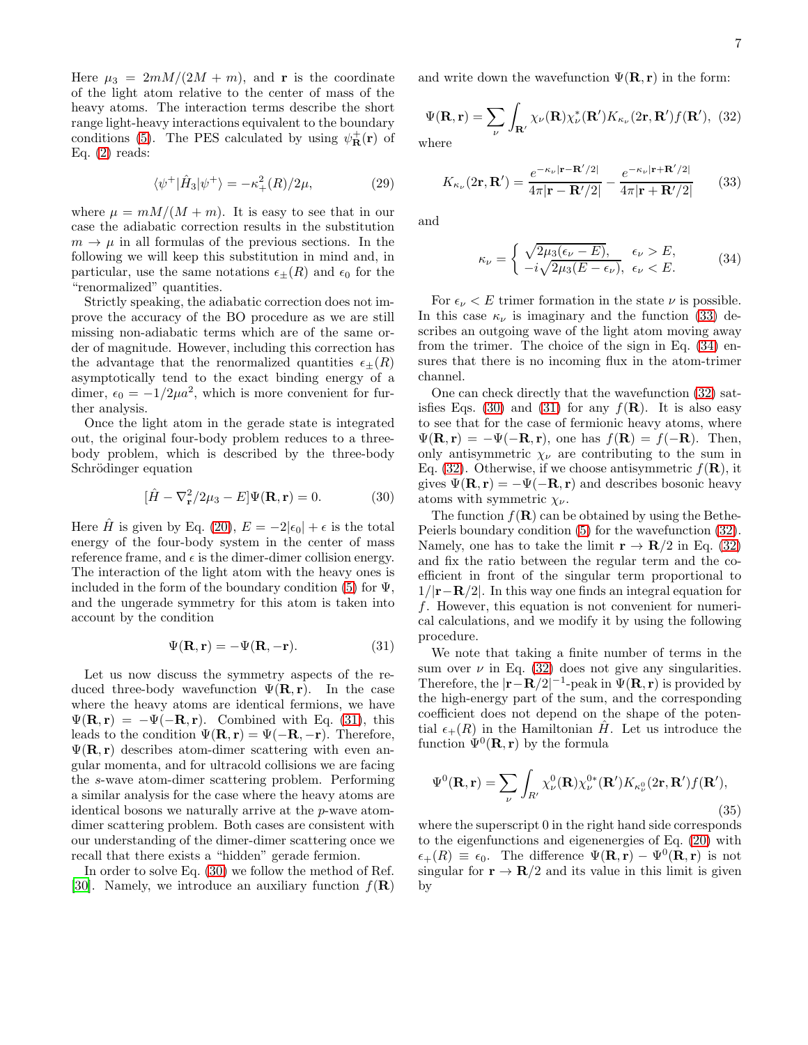Here $\mu_3 = 2mM/(2M+m)$, and $\mathbf{r}$ is the coordinate of the light atom relative to the center of mass of the heavy atoms. The interaction terms describe the short range light-heavy interactions equivalent to the boundary conditions (5). The PES calculated by using $\psi^+_{\mathbf{R}}(\mathbf{r})$ of Eq. (2) reads:

$$\langle\psi^+|\hat{H}_3|\psi^+\rangle = -\kappa_+^2(R)/2\mu, \tag{29}$$

where $\mu = mM/(M+m)$. It is easy to see that in our case the adiabatic correction results in the substitution $m \to \mu$ in all formulas of the previous sections. In the following we will keep this substitution in mind and, in particular, use the same notations $\epsilon_\pm(R)$ and $\epsilon_0$ for the "renormalized" quantities.

Strictly speaking, the adiabatic correction does not improve the accuracy of the BO procedure as we are still missing non-adiabatic terms which are of the same order of magnitude. However, including this correction has the advantage that the renormalized quantities $\epsilon_\pm(R)$ asymptotically tend to the exact binding energy of a dimer, $\epsilon_0 = -1/2\mu a^2$, which is more convenient for further analysis.

Once the light atom in the gerade state is integrated out, the original four-body problem reduces to a three-body problem, which is described by the three-body Schrödinger equation

$$[\hat{H} - \nabla^2_{\mathbf{r}}/2\mu_3 - E]\Psi(\mathbf{R},\mathbf{r}) = 0. \tag{30}$$

Here $\hat{H}$ is given by Eq. (20), $E = -2|\epsilon_0| + \epsilon$ is the total energy of the four-body system in the center of mass reference frame, and $\epsilon$ is the dimer-dimer collision energy. The interaction of the light atom with the heavy ones is included in the form of the boundary condition (5) for $\Psi$, and the ungerade symmetry for this atom is taken into account by the condition

$$\Psi(\mathbf{R},\mathbf{r}) = -\Psi(\mathbf{R},-\mathbf{r}). \tag{31}$$

Let us now discuss the symmetry aspects of the reduced three-body wavefunction $\Psi(\mathbf{R},\mathbf{r})$. In the case where the heavy atoms are identical fermions, we have $\Psi(\mathbf{R},\mathbf{r}) = -\Psi(-\mathbf{R},\mathbf{r})$. Combined with Eq. (31), this leads to the condition $\Psi(\mathbf{R},\mathbf{r}) = \Psi(-\mathbf{R},-\mathbf{r})$. Therefore, $\Psi(\mathbf{R},\mathbf{r})$ describes atom-dimer scattering with even angular momenta, and for ultracold collisions we are facing the $s$-wave atom-dimer scattering problem. Performing a similar analysis for the case where the heavy atoms are identical bosons we naturally arrive at the $p$-wave atom-dimer scattering problem. Both cases are consistent with our understanding of the dimer-dimer scattering once we recall that there exists a "hidden" gerade fermion.

In order to solve Eq. (30) we follow the method of Ref. [30]. Namely, we introduce an auxiliary function $f(\mathbf{R})$ and write down the wavefunction $\Psi(\mathbf{R},\mathbf{r})$ in the form:

$$\Psi(\mathbf{R},\mathbf{r}) = \sum_\nu \int_{\mathbf{R}'} \chi_\nu(\mathbf{R})\chi^*_\nu(\mathbf{R}')K_{\kappa_\nu}(2\mathbf{r},\mathbf{R}')f(\mathbf{R}'), \tag{32}$$

where

$$K_{\kappa_\nu}(2\mathbf{r},\mathbf{R}') = \frac{e^{-\kappa_\nu|\mathbf{r}-\mathbf{R}'/2|}}{4\pi|\mathbf{r}-\mathbf{R}'/2|} - \frac{e^{-\kappa_\nu|\mathbf{r}+\mathbf{R}'/2|}}{4\pi|\mathbf{r}+\mathbf{R}'/2|} \tag{33}$$

and

$$\kappa_\nu = \begin{cases} \sqrt{2\mu_3(\epsilon_\nu - E)}, & \epsilon_\nu > E, \\ -i\sqrt{2\mu_3(E-\epsilon_\nu)}, & \epsilon_\nu < E. \end{cases} \tag{34}$$

For $\epsilon_\nu < E$ trimer formation in the state $\nu$ is possible. In this case $\kappa_\nu$ is imaginary and the function (33) describes an outgoing wave of the light atom moving away from the trimer. The choice of the sign in Eq. (34) ensures that there is no incoming flux in the atom-trimer channel.

One can check directly that the wavefunction (32) satisfies Eqs. (30) and (31) for any $f(\mathbf{R})$. It is also easy to see that for the case of fermionic heavy atoms, where $\Psi(\mathbf{R},\mathbf{r}) = -\Psi(-\mathbf{R},\mathbf{r})$, one has $f(\mathbf{R}) = f(-\mathbf{R})$. Then, only antisymmetric $\chi_\nu$ are contributing to the sum in Eq. (32). Otherwise, if we choose antisymmetric $f(\mathbf{R})$, it gives $\Psi(\mathbf{R},\mathbf{r}) = -\Psi(-\mathbf{R},\mathbf{r})$ and describes bosonic heavy atoms with symmetric $\chi_\nu$.

The function $f(\mathbf{R})$ can be obtained by using the Bethe-Peierls boundary condition (5) for the wavefunction (32). Namely, one has to take the limit $\mathbf{r} \to \mathbf{R}/2$ in Eq. (32) and fix the ratio between the regular term and the coefficient in front of the singular term proportional to $1/|\mathbf{r}-\mathbf{R}/2|$. In this way one finds an integral equation for $f$. However, this equation is not convenient for numerical calculations, and we modify it by using the following procedure.

We note that taking a finite number of terms in the sum over $\nu$ in Eq. (32) does not give any singularities. Therefore, the $|\mathbf{r}-\mathbf{R}/2|^{-1}$-peak in $\Psi(\mathbf{R},\mathbf{r})$ is provided by the high-energy part of the sum, and the corresponding coefficient does not depend on the shape of the potential $\epsilon_+(R)$ in the Hamiltonian $\hat{H}$. Let us introduce the function $\Psi^0(\mathbf{R},\mathbf{r})$ by the formula

$$\Psi^0(\mathbf{R},\mathbf{r}) = \sum_\nu \int_{R'} \chi^0_\nu(\mathbf{R})\chi^{0*}_\nu(\mathbf{R}')K_{\kappa^0_\nu}(2\mathbf{r},\mathbf{R}')f(\mathbf{R}'), \tag{35}$$

where the superscript 0 in the right hand side corresponds to the eigenfunctions and eigenenergies of Eq. (20) with $\epsilon_+(R) \equiv \epsilon_0$. The difference $\Psi(\mathbf{R},\mathbf{r}) - \Psi^0(\mathbf{R},\mathbf{r})$ is not singular for $\mathbf{r} \to \mathbf{R}/2$ and its value in this limit is given by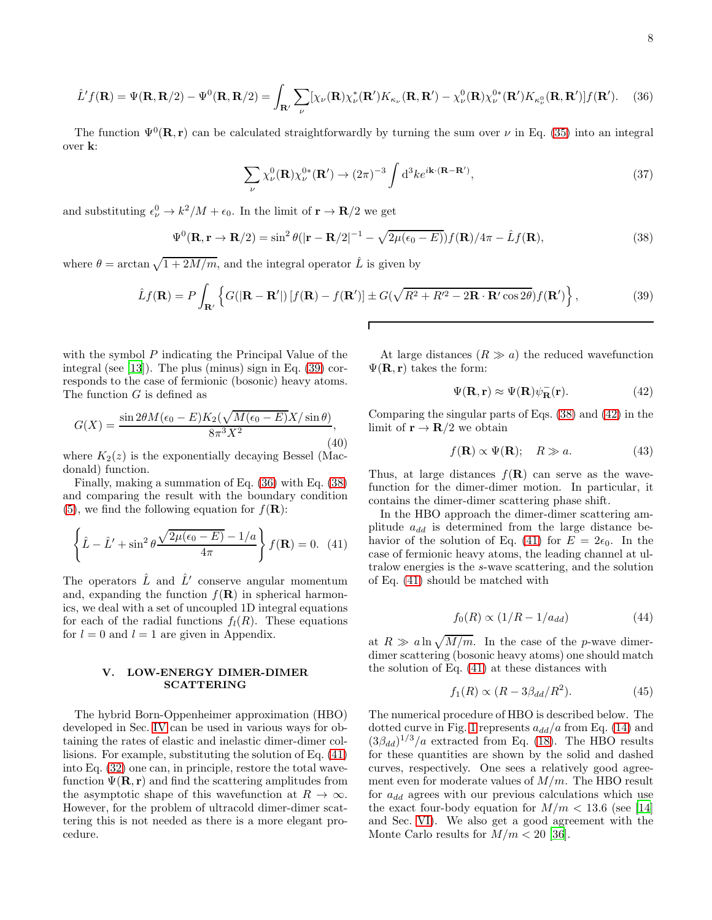$$\hat{L}'f(\mathbf{R}) = \Psi(\mathbf{R},\mathbf{R}/2) - \Psi^0(\mathbf{R},\mathbf{R}/2) = \int_{\mathbf{R}'} \sum_\nu [\chi_\nu(\mathbf{R})\chi_\nu^*(\mathbf{R}')K_{\kappa_\nu}(\mathbf{R},\mathbf{R}') - \chi_\nu^0(\mathbf{R})\chi_\nu^{0*}(\mathbf{R}')K_{\kappa_\nu^0}(\mathbf{R},\mathbf{R}')]f(\mathbf{R}'). \quad (36)$$

The function $\Psi^0(\mathbf{R},\mathbf{r})$ can be calculated straightforwardly by turning the sum over $\nu$ in Eq. (35) into an integral over $\mathbf{k}$:

$$\sum_\nu \chi_\nu^0(\mathbf{R})\chi_\nu^{0*}(\mathbf{R}') \to (2\pi)^{-3}\int \mathrm{d}^3k e^{i\mathbf{k}\cdot(\mathbf{R}-\mathbf{R}')}, \quad (37)$$

and substituting $\epsilon_\nu^0 \to k^2/M + \epsilon_0$. In the limit of $\mathbf{r}\to\mathbf{R}/2$ we get

$$\Psi^0(\mathbf{R},\mathbf{r}\to\mathbf{R}/2) = \sin^2\theta(|\mathbf{r}-\mathbf{R}/2|^{-1} - \sqrt{2\mu(\epsilon_0 - E)})f(\mathbf{R})/4\pi - \hat{L}f(\mathbf{R}), \quad (38)$$

where $\theta = \arctan\sqrt{1+2M/m}$, and the integral operator $\hat{L}$ is given by

$$\hat{L}f(\mathbf{R}) = P\int_{\mathbf{R}'}\left\{G(|\mathbf{R}-\mathbf{R}'|)\left[f(\mathbf{R}) - f(\mathbf{R}')\right] \pm G(\sqrt{R^2 + R'^2 - 2\mathbf{R}\cdot\mathbf{R}'\cos 2\theta})f(\mathbf{R}')\right\}, \quad (39)$$

with the symbol $P$ indicating the Principal Value of the integral (see [13]). The plus (minus) sign in Eq. (39) corresponds to the case of fermionic (bosonic) heavy atoms. The function $G$ is defined as

$$G(X) = \frac{\sin 2\theta M(\epsilon_0 - E)K_2(\sqrt{M(\epsilon_0 - E)}X/\sin\theta)}{8\pi^3 X^2}, \quad (40)$$

where $K_2(z)$ is the exponentially decaying Bessel (Macdonald) function.

Finally, making a summation of Eq. (36) with Eq. (38) and comparing the result with the boundary condition (5), we find the following equation for $f(\mathbf{R})$:

$$\left\{\hat{L} - \hat{L}' + \sin^2\theta\frac{\sqrt{2\mu(\epsilon_0 - E)} - 1/a}{4\pi}\right\}f(\mathbf{R}) = 0. \quad (41)$$

The operators $\hat{L}$ and $\hat{L}'$ conserve angular momentum and, expanding the function $f(\mathbf{R})$ in spherical harmonics, we deal with a set of uncoupled 1D integral equations for each of the radial functions $f_l(R)$. These equations for $l=0$ and $l=1$ are given in Appendix.

## V. LOW-ENERGY DIMER-DIMER SCATTERING

The hybrid Born-Oppenheimer approximation (HBO) developed in Sec. IV can be used in various ways for obtaining the rates of elastic and inelastic dimer-dimer collisions. For example, substituting the solution of Eq. (41) into Eq. (32) one can, in principle, restore the total wavefunction $\Psi(\mathbf{R},\mathbf{r})$ and find the scattering amplitudes from the asymptotic shape of this wavefunction at $R\to\infty$. However, for the problem of ultracold dimer-dimer scattering this is not needed as there is a more elegant procedure.

At large distances ($R \gg a$) the reduced wavefunction $\Psi(\mathbf{R},\mathbf{r})$ takes the form:

$$\Psi(\mathbf{R},\mathbf{r}) \approx \Psi(\mathbf{R})\psi_\mathbf{R}^-(\mathbf{r}). \quad (42)$$

Comparing the singular parts of Eqs. (38) and (42) in the limit of $\mathbf{r}\to\mathbf{R}/2$ we obtain

$$f(\mathbf{R}) \propto \Psi(\mathbf{R}); \quad R \gg a. \quad (43)$$

Thus, at large distances $f(\mathbf{R})$ can serve as the wavefunction for the dimer-dimer motion. In particular, it contains the dimer-dimer scattering phase shift.

In the HBO approach the dimer-dimer scattering amplitude $a_{dd}$ is determined from the large distance behavior of the solution of Eq. (41) for $E = 2\epsilon_0$. In the case of fermionic heavy atoms, the leading channel at ultralow energies is the $s$-wave scattering, and the solution of Eq. (41) should be matched with

$$f_0(R) \propto (1/R - 1/a_{dd}) \quad (44)$$

at $R \gg a\ln\sqrt{M/m}$. In the case of the $p$-wave dimer-dimer scattering (bosonic heavy atoms) one should match the solution of Eq. (41) at these distances with

$$f_1(R) \propto (R - 3\beta_{dd}/R^2). \quad (45)$$

The numerical procedure of HBO is described below. The dotted curve in Fig. 1 represents $a_{dd}/a$ from Eq. (14) and $(3\beta_{dd})^{1/3}/a$ extracted from Eq. (18). The HBO results for these quantities are shown by the solid and dashed curves, respectively. One sees a relatively good agreement even for moderate values of $M/m$. The HBO result for $a_{dd}$ agrees with our previous calculations which use the exact four-body equation for $M/m < 13.6$ (see [14] and Sec. VI). We also get a good agreement with the Monte Carlo results for $M/m < 20$ [36].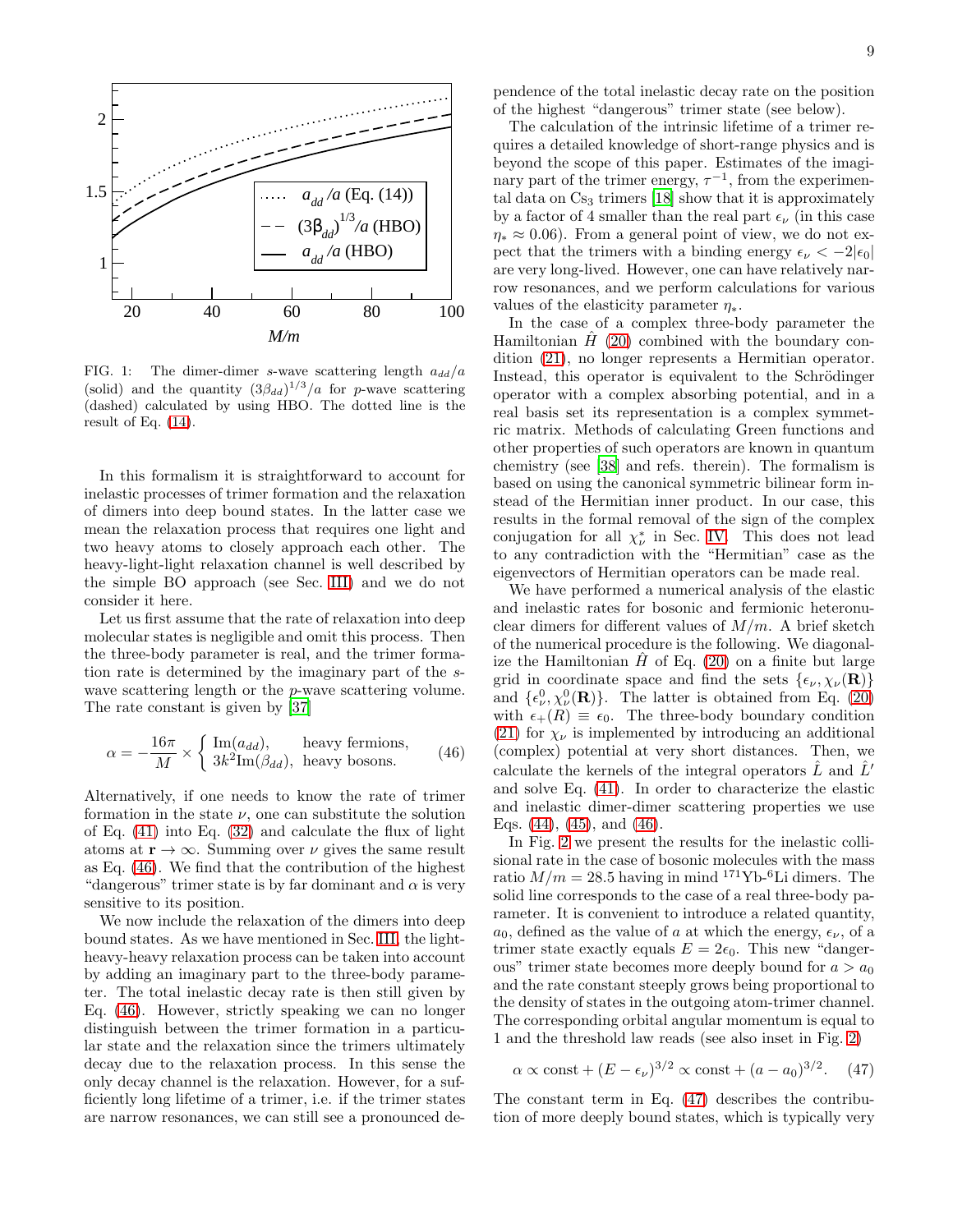FIG. 1: The dimer-dimer $s$-wave scattering length $a_{dd}/a$ (solid) and the quantity $(3\beta_{dd})^{1/3}/a$ for $p$-wave scattering (dashed) calculated by using HBO. The dotted line is the result of Eq. (14).

In this formalism it is straightforward to account for inelastic processes of trimer formation and the relaxation of dimers into deep bound states. In the latter case we mean the relaxation process that requires one light and two heavy atoms to closely approach each other. The heavy-light-light relaxation channel is well described by the simple BO approach (see Sec. III) and we do not consider it here.

Let us first assume that the rate of relaxation into deep molecular states is negligible and omit this process. Then the three-body parameter is real, and the trimer formation rate is determined by the imaginary part of the $s$-wave scattering length or the $p$-wave scattering volume. The rate constant is given by [37]

$$\alpha = -\frac{16\pi}{M} \times \begin{cases} \mathrm{Im}(a_{dd}), & \text{heavy fermions,} \\ 3k^2 \mathrm{Im}(\beta_{dd}), & \text{heavy bosons.} \end{cases} \quad (46)$$

Alternatively, if one needs to know the rate of trimer formation in the state $\nu$, one can substitute the solution of Eq. (41) into Eq. (32) and calculate the flux of light atoms at $\mathbf{r} \to \infty$. Summing over $\nu$ gives the same result as Eq. (46). We find that the contribution of the highest "dangerous" trimer state is by far dominant and $\alpha$ is very sensitive to its position.

We now include the relaxation of the dimers into deep bound states. As we have mentioned in Sec. III, the light-heavy-heavy relaxation process can be taken into account by adding an imaginary part to the three-body parameter. The total inelastic decay rate is then still given by Eq. (46). However, strictly speaking we can no longer distinguish between the trimer formation in a particular state and the relaxation since the trimers ultimately decay due to the relaxation process. In this sense the only decay channel is the relaxation. However, for a sufficiently long lifetime of a trimer, i.e. if the trimer states are narrow resonances, we can still see a pronounced dependence of the total inelastic decay rate on the position of the highest "dangerous" trimer state (see below).

The calculation of the intrinsic lifetime of a trimer requires a detailed knowledge of short-range physics and is beyond the scope of this paper. Estimates of the imaginary part of the trimer energy, $\tau^{-1}$, from the experimental data on $Cs_3$ trimers [18] show that it is approximately by a factor of 4 smaller than the real part $\epsilon_\nu$ (in this case $\eta_* \approx 0.06$). From a general point of view, we do not expect that the trimers with a binding energy $\epsilon_\nu < -2|\epsilon_0|$ are very long-lived. However, one can have relatively narrow resonances, and we perform calculations for various values of the elasticity parameter $\eta_*$.

In the case of a complex three-body parameter the Hamiltonian $\hat{H}$ (20) combined with the boundary condition (21), no longer represents a Hermitian operator. Instead, this operator is equivalent to the Schrödinger operator with a complex absorbing potential, and in a real basis set its representation is a complex symmetric matrix. Methods of calculating Green functions and other properties of such operators are known in quantum chemistry (see [38] and refs. therein). The formalism is based on using the canonical symmetric bilinear form instead of the Hermitian inner product. In our case, this results in the formal removal of the sign of the complex conjugation for all $\chi_\nu^*$ in Sec. IV. This does not lead to any contradiction with the "Hermitian" case as the eigenvectors of Hermitian operators can be made real.

We have performed a numerical analysis of the elastic and inelastic rates for bosonic and fermionic heteronuclear dimers for different values of $M/m$. A brief sketch of the numerical procedure is the following. We diagonalize the Hamiltonian $\hat{H}$ of Eq. (20) on a finite but large grid in coordinate space and find the sets $\{\epsilon_\nu, \chi_\nu(\mathbf{R})\}$ and $\{\epsilon_\nu^0, \chi_\nu^0(\mathbf{R})\}$. The latter is obtained from Eq. (20) with $\epsilon_+(R) \equiv \epsilon_0$. The three-body boundary condition (21) for $\chi_\nu$ is implemented by introducing an additional (complex) potential at very short distances. Then, we calculate the kernels of the integral operators $\hat{L}$ and $\hat{L}'$ and solve Eq. (41). In order to characterize the elastic and inelastic dimer-dimer scattering properties we use Eqs. (44), (45), and (46).

In Fig. 2 we present the results for the inelastic collisional rate in the case of bosonic molecules with the mass ratio $M/m = 28.5$ having in mind $^{171}$Yb-$^{6}$Li dimers. The solid line corresponds to the case of a real three-body parameter. It is convenient to introduce a related quantity, $a_0$, defined as the value of $a$ at which the energy, $\epsilon_\nu$, of a trimer state exactly equals $E = 2\epsilon_0$. This new "dangerous" trimer state becomes more deeply bound for $a > a_0$ and the rate constant steeply grows being proportional to the density of states in the outgoing atom-trimer channel. The corresponding orbital angular momentum is equal to 1 and the threshold law reads (see also inset in Fig. 2)

$$\alpha \propto \mathrm{const} + (E - \epsilon_\nu)^{3/2} \propto \mathrm{const} + (a - a_0)^{3/2}. \quad (47)$$

The constant term in Eq. (47) describes the contribution of more deeply bound states, which is typically very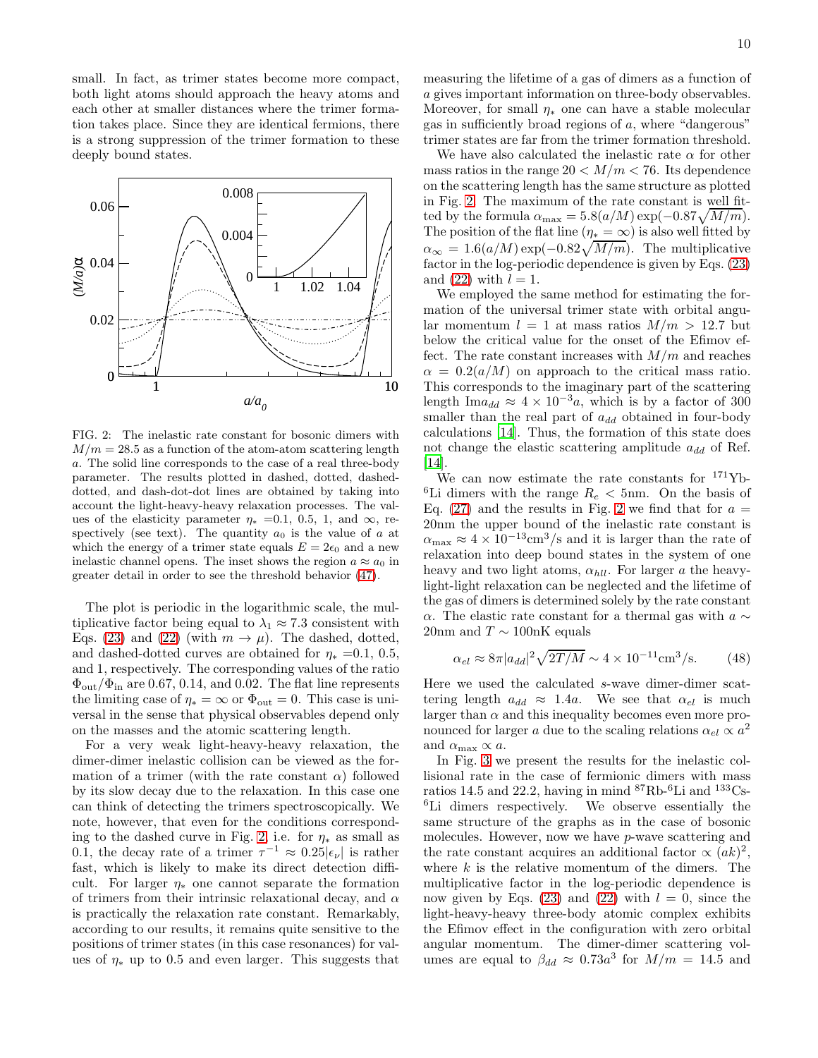small. In fact, as trimer states become more compact, both light atoms should approach the heavy atoms and each other at smaller distances where the trimer formation takes place. Since they are identical fermions, there is a strong suppression of the trimer formation to these deeply bound states.

FIG. 2: The inelastic rate constant for bosonic dimers with $M/m = 28.5$ as a function of the atom-atom scattering length $a$. The solid line corresponds to the case of a real three-body parameter. The results plotted in dashed, dotted, dashed-dotted, and dash-dot-dot lines are obtained by taking into account the light-heavy-heavy relaxation processes. The values of the elasticity parameter $\eta_*$ =0.1, 0.5, 1, and $\infty$, respectively (see text). The quantity $a_0$ is the value of $a$ at which the energy of a trimer state equals $E = 2\epsilon_0$ and a new inelastic channel opens. The inset shows the region $a \approx a_0$ in greater detail in order to see the threshold behavior (47).

The plot is periodic in the logarithmic scale, the multiplicative factor being equal to $\lambda_1 \approx 7.3$ consistent with Eqs. (23) and (22) (with $m \to \mu$). The dashed, dotted, and dashed-dotted curves are obtained for $\eta_*$ =0.1, 0.5, and 1, respectively. The corresponding values of the ratio $\Phi_{\rm out}/\Phi_{\rm in}$ are 0.67, 0.14, and 0.02. The flat line represents the limiting case of $\eta_* = \infty$ or $\Phi_{\rm out} = 0$. This case is universal in the sense that physical observables depend only on the masses and the atomic scattering length.

For a very weak light-heavy-heavy relaxation, the dimer-dimer inelastic collision can be viewed as the formation of a trimer (with the rate constant $\alpha$) followed by its slow decay due to the relaxation. In this case one can think of detecting the trimers spectroscopically. We note, however, that even for the conditions corresponding to the dashed curve in Fig. 2, i.e. for $\eta_*$ as small as 0.1, the decay rate of a trimer $\tau^{-1} \approx 0.25|\epsilon_\nu|$ is rather fast, which is likely to make its direct detection difficult. For larger $\eta_*$ one cannot separate the formation of trimers from their intrinsic relaxational decay, and $\alpha$ is practically the relaxation rate constant. Remarkably, according to our results, it remains quite sensitive to the positions of trimer states (in this case resonances) for values of $\eta_*$ up to 0.5 and even larger. This suggests that measuring the lifetime of a gas of dimers as a function of $a$ gives important information on three-body observables. Moreover, for small $\eta_*$ one can have a stable molecular gas in sufficiently broad regions of $a$, where "dangerous" trimer states are far from the trimer formation threshold.

We have also calculated the inelastic rate $\alpha$ for other mass ratios in the range $20 < M/m < 76$. Its dependence on the scattering length has the same structure as plotted in Fig. 2. The maximum of the rate constant is well fitted by the formula $\alpha_{\rm max} = 5.8(a/M)\exp(-0.87\sqrt{M/m})$. The position of the flat line ($\eta_* = \infty$) is also well fitted by $\alpha_\infty = 1.6(a/M)\exp(-0.82\sqrt{M/m})$. The multiplicative factor in the log-periodic dependence is given by Eqs. (23) and (22) with $l = 1$.

We employed the same method for estimating the formation of the universal trimer state with orbital angular momentum $l = 1$ at mass ratios $M/m > 12.7$ but below the critical value for the onset of the Efimov effect. The rate constant increases with $M/m$ and reaches $\alpha = 0.2(a/M)$ on approach to the critical mass ratio. This corresponds to the imaginary part of the scattering length ${\rm Im}a_{dd} \approx 4 \times 10^{-3}a$, which is by a factor of 300 smaller than the real part of $a_{dd}$ obtained in four-body calculations [14]. Thus, the formation of this state does not change the elastic scattering amplitude $a_{dd}$ of Ref. [14].

We can now estimate the rate constants for $^{171}$Yb-$^{6}$Li dimers with the range $R_e < 5$nm. On the basis of Eq. (27) and the results in Fig. 2 we find that for $a =$ 20nm the upper bound of the inelastic rate constant is $\alpha_{\rm max} \approx 4 \times 10^{-13}{\rm cm}^3/{\rm s}$ and it is larger than the rate of relaxation into deep bound states in the system of one heavy and two light atoms, $\alpha_{hll}$. For larger $a$ the heavy-light-light relaxation can be neglected and the lifetime of the gas of dimers is determined solely by the rate constant $\alpha$. The elastic rate constant for a thermal gas with $a \sim$ 20nm and $T \sim 100$nK equals

$$\alpha_{el} \approx 8\pi|a_{dd}|^2\sqrt{2T/M} \sim 4 \times 10^{-11}{\rm cm}^3/{\rm s}. \qquad (48)$$

Here we used the calculated $s$-wave dimer-dimer scattering length $a_{dd} \approx 1.4a$. We see that $\alpha_{el}$ is much larger than $\alpha$ and this inequality becomes even more pronounced for larger $a$ due to the scaling relations $\alpha_{el} \propto a^2$ and $\alpha_{\rm max} \propto a$.

In Fig. 3 we present the results for the inelastic collisional rate in the case of fermionic dimers with mass ratios 14.5 and 22.2, having in mind $^{87}$Rb-$^{6}$Li and $^{133}$Cs-$^{6}$Li dimers respectively. We observe essentially the same structure of the graphs as in the case of bosonic molecules. However, now we have $p$-wave scattering and the rate constant acquires an additional factor $\propto (ak)^2$, where $k$ is the relative momentum of the dimers. The multiplicative factor in the log-periodic dependence is now given by Eqs. (23) and (22) with $l = 0$, since the light-heavy-heavy three-body atomic complex exhibits the Efimov effect in the configuration with zero orbital angular momentum. The dimer-dimer scattering volumes are equal to $\beta_{dd} \approx 0.73a^3$ for $M/m = 14.5$ and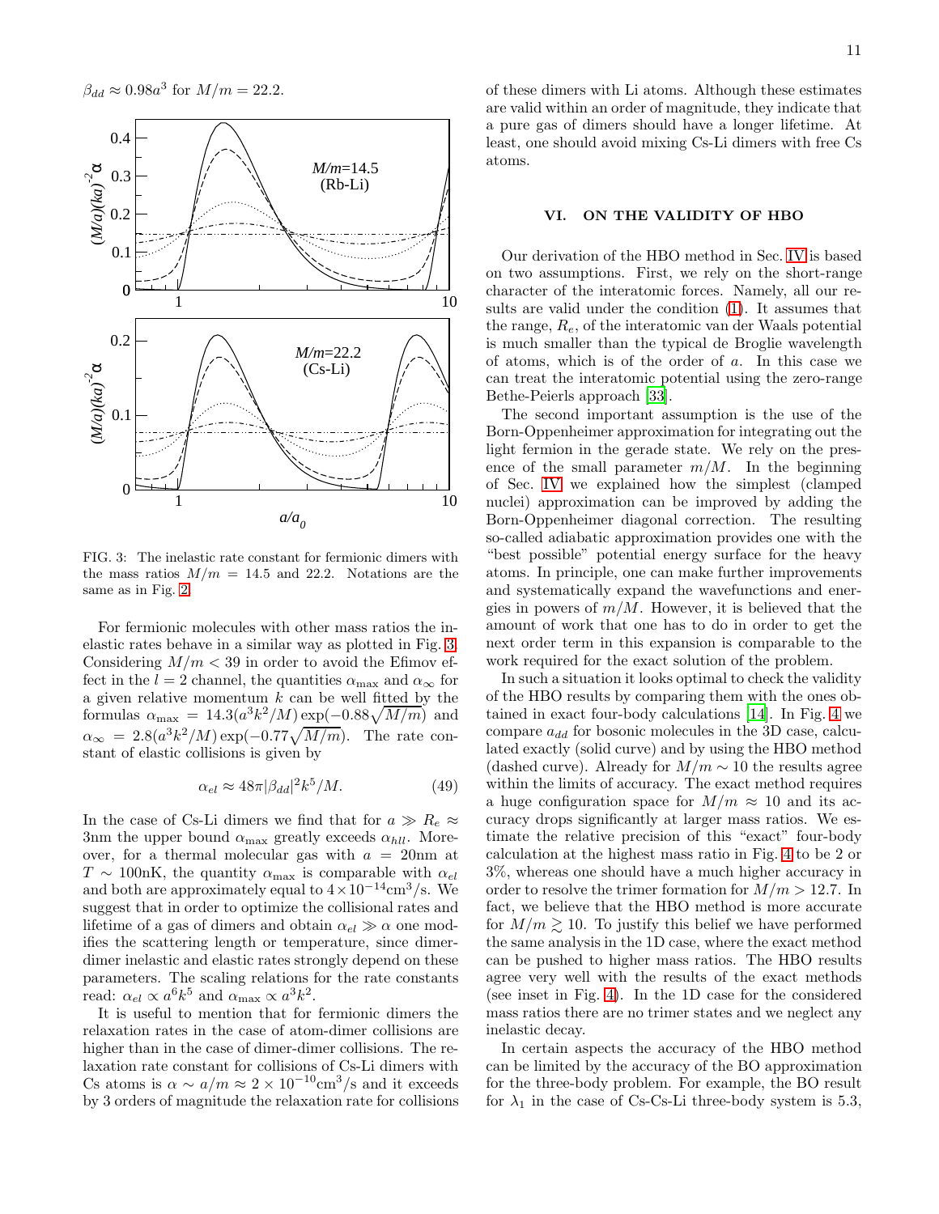$\beta_{dd} \approx 0.98a^3$ for $M/m = 22.2$.

FIG. 3: The inelastic rate constant for fermionic dimers with the mass ratios $M/m = 14.5$ and 22.2. Notations are the same as in Fig. 2.

For fermionic molecules with other mass ratios the inelastic rates behave in a similar way as plotted in Fig. 3. Considering $M/m < 39$ in order to avoid the Efimov effect in the $l = 2$ channel, the quantities $\alpha_{\max}$ and $\alpha_\infty$ for a given relative momentum $k$ can be well fitted by the formulas $\alpha_{\max} = 14.3(a^3k^2/M)\exp(-0.88\sqrt{M/m})$ and $\alpha_\infty = 2.8(a^3k^2/M)\exp(-0.77\sqrt{M/m})$. The rate constant of elastic collisions is given by

$$\alpha_{el} \approx 48\pi|\beta_{dd}|^2k^5/M. \tag{49}$$

In the case of Cs-Li dimers we find that for $a \gg R_e \approx 3$nm the upper bound $\alpha_{\max}$ greatly exceeds $\alpha_{hll}$. Moreover, for a thermal molecular gas with $a = 20$nm at $T \sim 100$nK, the quantity $\alpha_{\max}$ is comparable with $\alpha_{el}$ and both are approximately equal to $4\times10^{-14}\text{cm}^3/\text{s}$. We suggest that in order to optimize the collisional rates and lifetime of a gas of dimers and obtain $\alpha_{el} \gg \alpha$ one modifies the scattering length or temperature, since dimer-dimer inelastic and elastic rates strongly depend on these parameters. The scaling relations for the rate constants read: $\alpha_{el} \propto a^6k^5$ and $\alpha_{\max} \propto a^3k^2$.

It is useful to mention that for fermionic dimers the relaxation rates in the case of atom-dimer collisions are higher than in the case of dimer-dimer collisions. The relaxation rate constant for collisions of Cs-Li dimers with Cs atoms is $\alpha \sim a/m \approx 2\times10^{-10}\text{cm}^3/\text{s}$ and it exceeds by 3 orders of magnitude the relaxation rate for collisions of these dimers with Li atoms. Although these estimates are valid within an order of magnitude, they indicate that a pure gas of dimers should have a longer lifetime. At least, one should avoid mixing Cs-Li dimers with free Cs atoms.

## VI. ON THE VALIDITY OF HBO

Our derivation of the HBO method in Sec. IV is based on two assumptions. First, we rely on the short-range character of the interatomic forces. Namely, all our results are valid under the condition (1). It assumes that the range, $R_e$, of the interatomic van der Waals potential is much smaller than the typical de Broglie wavelength of atoms, which is of the order of $a$. In this case we can treat the interatomic potential using the zero-range Bethe-Peierls approach [33].

The second important assumption is the use of the Born-Oppenheimer approximation for integrating out the light fermion in the gerade state. We rely on the presence of the small parameter $m/M$. In the beginning of Sec. IV we explained how the simplest (clamped nuclei) approximation can be improved by adding the Born-Oppenheimer diagonal correction. The resulting so-called adiabatic approximation provides one with the "best possible" potential energy surface for the heavy atoms. In principle, one can make further improvements and systematically expand the wavefunctions and energies in powers of $m/M$. However, it is believed that the amount of work that one has to do in order to get the next order term in this expansion is comparable to the work required for the exact solution of the problem.

In such a situation it looks optimal to check the validity of the HBO results by comparing them with the ones obtained in exact four-body calculations [14]. In Fig. 4 we compare $a_{dd}$ for bosonic molecules in the 3D case, calculated exactly (solid curve) and by using the HBO method (dashed curve). Already for $M/m \sim 10$ the results agree within the limits of accuracy. The exact method requires a huge configuration space for $M/m \approx 10$ and its accuracy drops significantly at larger mass ratios. We estimate the relative precision of this "exact" four-body calculation at the highest mass ratio in Fig. 4 to be 2 or 3%, whereas one should have a much higher accuracy in order to resolve the trimer formation for $M/m > 12.7$. In fact, we believe that the HBO method is more accurate for $M/m \gtrsim 10$. To justify this belief we have performed the same analysis in the 1D case, where the exact method can be pushed to higher mass ratios. The HBO results agree very well with the results of the exact methods (see inset in Fig. 4). In the 1D case for the considered mass ratios there are no trimer states and we neglect any inelastic decay.

In certain aspects the accuracy of the HBO method can be limited by the accuracy of the BO approximation for the three-body problem. For example, the BO result for $\lambda_1$ in the case of Cs-Cs-Li three-body system is 5.3,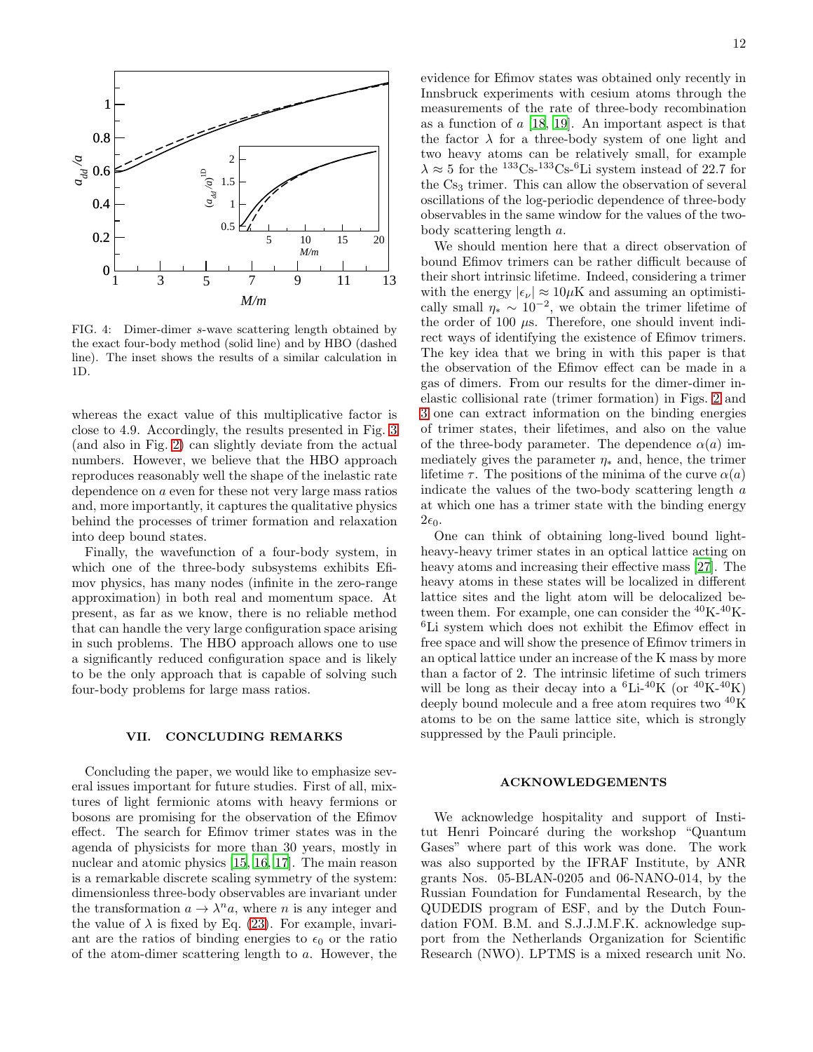FIG. 4: Dimer-dimer $s$-wave scattering length obtained by the exact four-body method (solid line) and by HBO (dashed line). The inset shows the results of a similar calculation in 1D.

whereas the exact value of this multiplicative factor is close to 4.9. Accordingly, the results presented in Fig. 3 (and also in Fig. 2) can slightly deviate from the actual numbers. However, we believe that the HBO approach reproduces reasonably well the shape of the inelastic rate dependence on $a$ even for these not very large mass ratios and, more importantly, it captures the qualitative physics behind the processes of trimer formation and relaxation into deep bound states.

Finally, the wavefunction of a four-body system, in which one of the three-body subsystems exhibits Efimov physics, has many nodes (infinite in the zero-range approximation) in both real and momentum space. At present, as far as we know, there is no reliable method that can handle the very large configuration space arising in such problems. The HBO approach allows one to use a significantly reduced configuration space and is likely to be the only approach that is capable of solving such four-body problems for large mass ratios.

## VII. CONCLUDING REMARKS

Concluding the paper, we would like to emphasize several issues important for future studies. First of all, mixtures of light fermionic atoms with heavy fermions or bosons are promising for the observation of the Efimov effect. The search for Efimov trimer states was in the agenda of physicists for more than 30 years, mostly in nuclear and atomic physics [15, 16, 17]. The main reason is a remarkable discrete scaling symmetry of the system: dimensionless three-body observables are invariant under the transformation $a \to \lambda^n a$, where $n$ is any integer and the value of $\lambda$ is fixed by Eq. (23). For example, invariant are the ratios of binding energies to $\epsilon_0$ or the ratio of the atom-dimer scattering length to $a$. However, the evidence for Efimov states was obtained only recently in Innsbruck experiments with cesium atoms through the measurements of the rate of three-body recombination as a function of $a$ [18, 19]. An important aspect is that the factor $\lambda$ for a three-body system of one light and two heavy atoms can be relatively small, for example $\lambda \approx 5$ for the $^{133}$Cs-$^{133}$Cs-$^{6}$Li system instead of 22.7 for the $Cs_3$ trimer. This can allow the observation of several oscillations of the log-periodic dependence of three-body observables in the same window for the values of the two-body scattering length $a$.

We should mention here that a direct observation of bound Efimov trimers can be rather difficult because of their short intrinsic lifetime. Indeed, considering a trimer with the energy $|\epsilon_\nu| \approx 10\mu$K and assuming an optimistically small $\eta_* \sim 10^{-2}$, we obtain the trimer lifetime of the order of 100 $\mu$s. Therefore, one should invent indirect ways of identifying the existence of Efimov trimers. The key idea that we bring in with this paper is that the observation of the Efimov effect can be made in a gas of dimers. From our results for the dimer-dimer inelastic collisional rate (trimer formation) in Figs. 2 and 3 one can extract information on the binding energies of trimer states, their lifetimes, and also on the value of the three-body parameter. The dependence $\alpha(a)$ immediately gives the parameter $\eta_*$ and, hence, the trimer lifetime $\tau$. The positions of the minima of the curve $\alpha(a)$ indicate the values of the two-body scattering length $a$ at which one has a trimer state with the binding energy $2\epsilon_0$.

One can think of obtaining long-lived bound light-heavy-heavy trimer states in an optical lattice acting on heavy atoms and increasing their effective mass [27]. The heavy atoms in these states will be localized in different lattice sites and the light atom will be delocalized between them. For example, one can consider the $^{40}$K-$^{40}$K-$^{6}$Li system which does not exhibit the Efimov effect in free space and will show the presence of Efimov trimers in an optical lattice under an increase of the K mass by more than a factor of 2. The intrinsic lifetime of such trimers will be long as their decay into a $^{6}$Li-$^{40}$K (or $^{40}$K-$^{40}$K) deeply bound molecule and a free atom requires two $^{40}$K atoms to be on the same lattice site, which is strongly suppressed by the Pauli principle.

### ACKNOWLEDGEMENTS

We acknowledge hospitality and support of Institut Henri Poincaré during the workshop "Quantum Gases" where part of this work was done. The work was also supported by the IFRAF Institute, by ANR grants Nos. 05-BLAN-0205 and 06-NANO-014, by the Russian Foundation for Fundamental Research, by the QUDEDIS program of ESF, and by the Dutch Foundation FOM. B.M. and S.J.J.M.F.K. acknowledge support from the Netherlands Organization for Scientific Research (NWO). LPTMS is a mixed research unit No.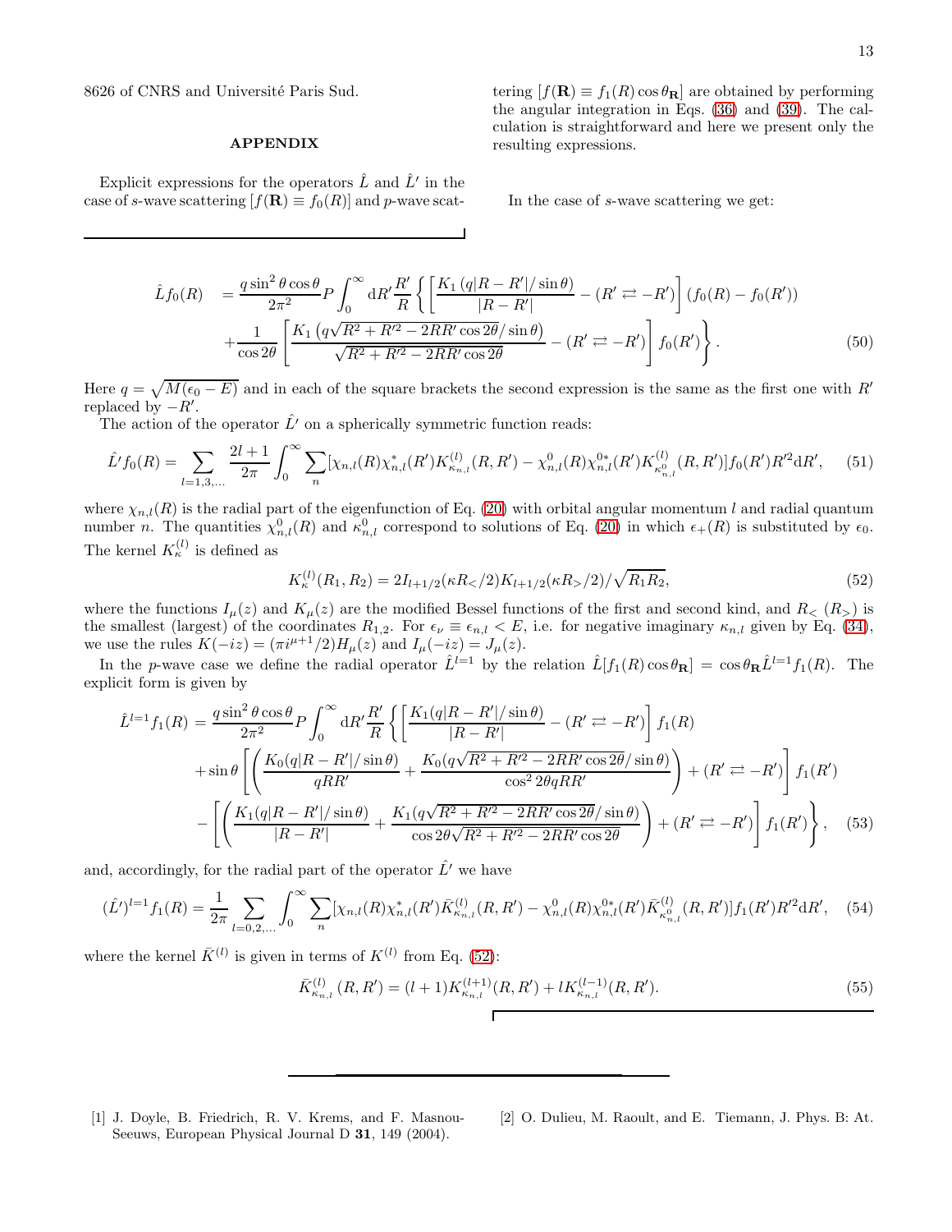8626 of CNRS and Université Paris Sud.

## APPENDIX

Explicit expressions for the operators $\hat{L}$ and $\hat{L}'$ in the case of $s$-wave scattering [$f(\mathbf{R}) \equiv f_0(R)$] and $p$-wave scattering [$f(\mathbf{R}) \equiv f_1(R)\cos\theta_{\mathbf{R}}$] are obtained by performing the angular integration in Eqs. (36) and (39). The calculation is straightforward and here we present only the resulting expressions.

In the case of $s$-wave scattering we get:

$$
\begin{aligned}
\hat{L} f_0(R) &= \frac{q\sin^2\theta\cos\theta}{2\pi^2} P\int_0^\infty \mathrm{d}R' \frac{R'}{R} \left\{ \left[ \frac{K_1\left(q|R-R'|/\sin\theta\right)}{|R-R'|} - (R' \rightleftarrows -R') \right] (f_0(R) - f_0(R')) \right. \\
&\left. + \frac{1}{\cos 2\theta} \left[ \frac{K_1\left(q\sqrt{R^2+R'^2-2RR'\cos 2\theta}/\sin\theta\right)}{\sqrt{R^2+R'^2-2RR'\cos 2\theta}} - (R' \rightleftarrows -R') \right] f_0(R') \right\}.
\end{aligned}
\tag{50}
$$

Here $q = \sqrt{M(\epsilon_0 - E)}$ and in each of the square brackets the second expression is the same as the first one with $R'$ replaced by $-R'$.

The action of the operator $\hat{L}'$ on a spherically symmetric function reads:

$$
\hat{L}' f_0(R) = \sum_{l=1,3,\ldots} \frac{2l+1}{2\pi} \int_0^\infty \sum_n [\chi_{n,l}(R)\chi^*_{n,l}(R') K^{(l)}_{\kappa_{n,l}}(R,R') - \chi^0_{n,l}(R)\chi^{0*}_{n,l}(R') K^{(l)}_{\kappa^0_{n,l}}(R,R')] f_0(R') R'^2 \mathrm{d}R', \tag{51}
$$

where $\chi_{n,l}(R)$ is the radial part of the eigenfunction of Eq. (20) with orbital angular momentum $l$ and radial quantum number $n$. The quantities $\chi^0_{n,l}(R)$ and $\kappa^0_{n,l}$ correspond to solutions of Eq. (20) in which $\epsilon_+(R)$ is substituted by $\epsilon_0$. The kernel $K^{(l)}_\kappa$ is defined as

$$
K^{(l)}_\kappa(R_1, R_2) = 2 I_{l+1/2}(\kappa R_</2) K_{l+1/2}(\kappa R_>/2)/\sqrt{R_1 R_2}, \tag{52}
$$

where the functions $I_\mu(z)$ and $K_\mu(z)$ are the modified Bessel functions of the first and second kind, and $R_<$ ($R_>$) is the smallest (largest) of the coordinates $R_{1,2}$. For $\epsilon_\nu \equiv \epsilon_{n,l} < E$, i.e. for negative imaginary $\kappa_{n,l}$ given by Eq. (34), we use the rules $K(-iz) = (\pi i^{\mu+1}/2) H_\mu(z)$ and $I_\mu(-iz) = J_\mu(z)$.

In the $p$-wave case we define the radial operator $\hat{L}^{l=1}$ by the relation $\hat{L}[f_1(R)\cos\theta_{\mathbf{R}}] = \cos\theta_{\mathbf{R}} \hat{L}^{l=1} f_1(R)$. The explicit form is given by

$$
\begin{aligned}
\hat{L}^{l=1} f_1(R) &= \frac{q\sin^2\theta\cos\theta}{2\pi^2} P\int_0^\infty \mathrm{d}R' \frac{R'}{R} \left\{ \left[ \frac{K_1(q|R-R'|/\sin\theta)}{|R-R'|} - (R' \rightleftarrows -R') \right] f_1(R) \right. \\
&+ \sin\theta \left[ \left( \frac{K_0(q|R-R'|/\sin\theta)}{qRR'} + \frac{K_0(q\sqrt{R^2+R'^2-2RR'\cos 2\theta}/\sin\theta)}{\cos^2 2\theta\, qRR'} \right) + (R' \rightleftarrows -R') \right] f_1(R') \\
&\left. - \left[ \left( \frac{K_1(q|R-R'|/\sin\theta)}{|R-R'|} + \frac{K_1(q\sqrt{R^2+R'^2-2RR'\cos 2\theta}/\sin\theta)}{\cos 2\theta\sqrt{R^2+R'^2-2RR'\cos 2\theta}} \right) + (R' \rightleftarrows -R') \right] f_1(R') \right\},
\end{aligned}
\tag{53}
$$

and, accordingly, for the radial part of the operator $\hat{L}'$ we have

$$
(\hat{L}')^{l=1} f_1(R) = \frac{1}{2\pi} \sum_{l=0,2,\ldots} \int_0^\infty \sum_n [\chi_{n,l}(R)\chi^*_{n,l}(R') \bar{K}^{(l)}_{\kappa_{n,l}}(R,R') - \chi^0_{n,l}(R)\chi^{0*}_{n,l}(R') \bar{K}^{(l)}_{\kappa^0_{n,l}}(R,R')] f_1(R') R'^2 \mathrm{d}R', \tag{54}
$$

where the kernel $\bar{K}^{(l)}$ is given in terms of $K^{(l)}$ from Eq. (52):

$$
\bar{K}^{(l)}_{\kappa_{n,l}}(R,R') = (l+1) K^{(l+1)}_{\kappa_{n,l}}(R,R') + l K^{(l-1)}_{\kappa_{n,l}}(R,R'). \tag{55}
$$

---

[1] J. Doyle, B. Friedrich, R. V. Krems, and F. Masnou-Seeuws, European Physical Journal D **31**, 149 (2004).

[2] O. Dulieu, M. Raoult, and E. Tiemann, J. Phys. B: At.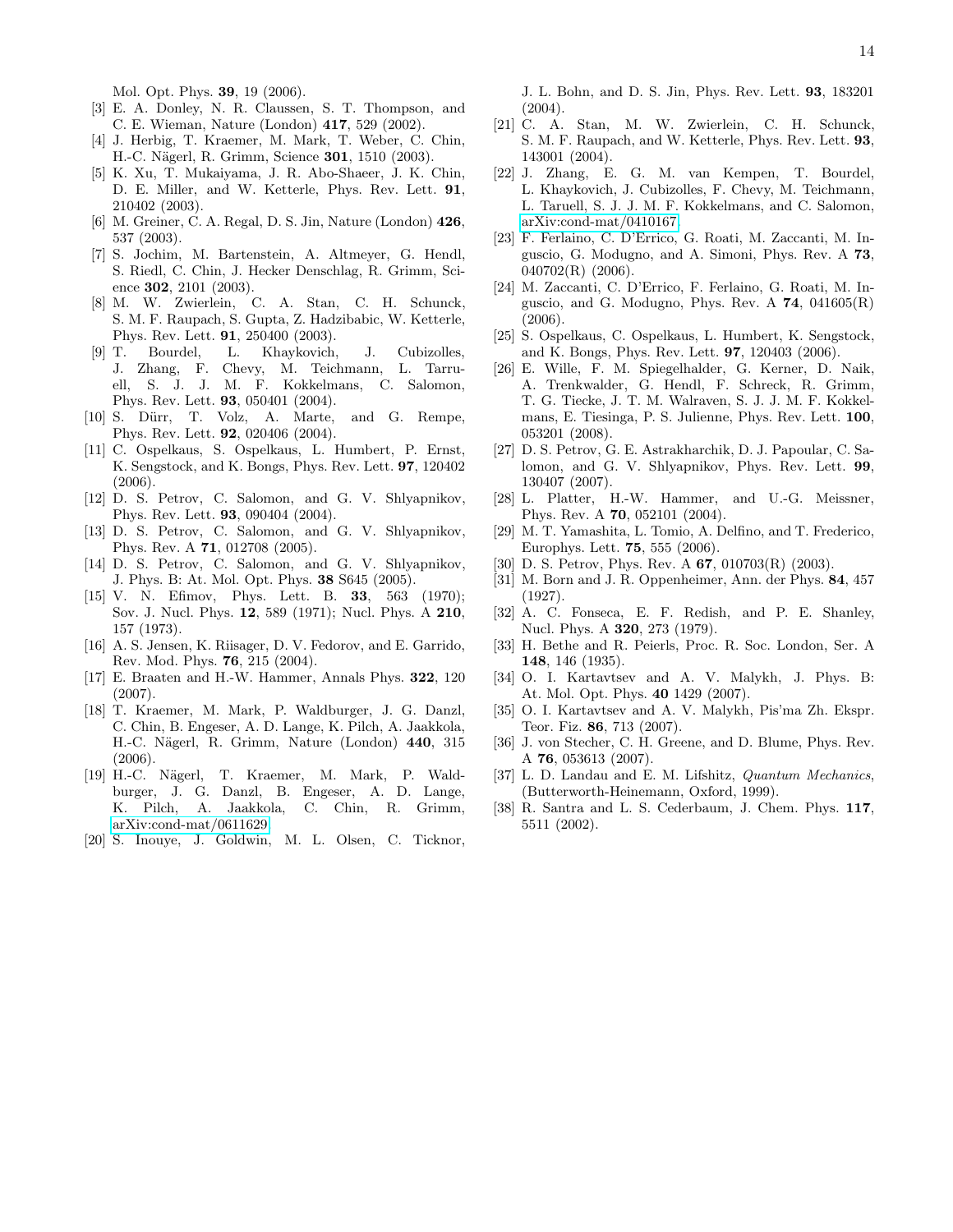Mol. Opt. Phys. **39**, 19 (2006).

- [3] E. A. Donley, N. R. Claussen, S. T. Thompson, and C. E. Wieman, Nature (London) **417**, 529 (2002).
- [4] J. Herbig, T. Kraemer, M. Mark, T. Weber, C. Chin, H.-C. Nägerl, R. Grimm, Science **301**, 1510 (2003).
- [5] K. Xu, T. Mukaiyama, J. R. Abo-Shaeer, J. K. Chin, D. E. Miller, and W. Ketterle, Phys. Rev. Lett. **91**, 210402 (2003).
- [6] M. Greiner, C. A. Regal, D. S. Jin, Nature (London) **426**, 537 (2003).
- [7] S. Jochim, M. Bartenstein, A. Altmeyer, G. Hendl, S. Riedl, C. Chin, J. Hecker Denschlag, R. Grimm, Science **302**, 2101 (2003).
- [8] M. W. Zwierlein, C. A. Stan, C. H. Schunck, S. M. F. Raupach, S. Gupta, Z. Hadzibabic, W. Ketterle, Phys. Rev. Lett. **91**, 250400 (2003).
- [9] T. Bourdel, L. Khaykovich, J. Cubizolles, J. Zhang, F. Chevy, M. Teichmann, L. Tarruell, S. J. J. M. F. Kokkelmans, C. Salomon, Phys. Rev. Lett. **93**, 050401 (2004).
- [10] S. Dürr, T. Volz, A. Marte, and G. Rempe, Phys. Rev. Lett. **92**, 020406 (2004).
- [11] C. Ospelkaus, S. Ospelkaus, L. Humbert, P. Ernst, K. Sengstock, and K. Bongs, Phys. Rev. Lett. **97**, 120402 (2006).
- [12] D. S. Petrov, C. Salomon, and G. V. Shlyapnikov, Phys. Rev. Lett. **93**, 090404 (2004).
- [13] D. S. Petrov, C. Salomon, and G. V. Shlyapnikov, Phys. Rev. A **71**, 012708 (2005).
- [14] D. S. Petrov, C. Salomon, and G. V. Shlyapnikov, J. Phys. B: At. Mol. Opt. Phys. **38** S645 (2005).
- [15] V. N. Efimov, Phys. Lett. B. **33**, 563 (1970); Sov. J. Nucl. Phys. **12**, 589 (1971); Nucl. Phys. A **210**, 157 (1973).
- [16] A. S. Jensen, K. Riisager, D. V. Fedorov, and E. Garrido, Rev. Mod. Phys. **76**, 215 (2004).
- [17] E. Braaten and H.-W. Hammer, Annals Phys. **322**, 120 (2007).
- [18] T. Kraemer, M. Mark, P. Waldburger, J. G. Danzl, C. Chin, B. Engeser, A. D. Lange, K. Pilch, A. Jaakkola, H.-C. Nägerl, R. Grimm, Nature (London) **440**, 315 (2006).
- [19] H.-C. Nägerl, T. Kraemer, M. Mark, P. Waldburger, J. G. Danzl, B. Engeser, A. D. Lange, K. Pilch, A. Jaakkola, C. Chin, R. Grimm, arXiv:cond-mat/0611629.
- [20] S. Inouye, J. Goldwin, M. L. Olsen, C. Ticknor, J. L. Bohn, and D. S. Jin, Phys. Rev. Lett. **93**, 183201 (2004).
- [21] C. A. Stan, M. W. Zwierlein, C. H. Schunck, S. M. F. Raupach, and W. Ketterle, Phys. Rev. Lett. **93**, 143001 (2004).
- [22] J. Zhang, E. G. M. van Kempen, T. Bourdel, L. Khaykovich, J. Cubizolles, F. Chevy, M. Teichmann, L. Taruell, S. J. J. M. F. Kokkelmans, and C. Salomon, arXiv:cond-mat/0410167.
- [23] F. Ferlaino, C. D'Errico, G. Roati, M. Zaccanti, M. Inguscio, G. Modugno, and A. Simoni, Phys. Rev. A **73**, 040702(R) (2006).
- [24] M. Zaccanti, C. D'Errico, F. Ferlaino, G. Roati, M. Inguscio, and G. Modugno, Phys. Rev. A **74**, 041605(R) (2006).
- [25] S. Ospelkaus, C. Ospelkaus, L. Humbert, K. Sengstock, and K. Bongs, Phys. Rev. Lett. **97**, 120403 (2006).
- [26] E. Wille, F. M. Spiegelhalder, G. Kerner, D. Naik, A. Trenkwalder, G. Hendl, F. Schreck, R. Grimm, T. G. Tiecke, J. T. M. Walraven, S. J. J. M. F. Kokkelmans, E. Tiesinga, P. S. Julienne, Phys. Rev. Lett. **100**, 053201 (2008).
- [27] D. S. Petrov, G. E. Astrakharchik, D. J. Papoular, C. Salomon, and G. V. Shlyapnikov, Phys. Rev. Lett. **99**, 130407 (2007).
- [28] L. Platter, H.-W. Hammer, and U.-G. Meissner, Phys. Rev. A **70**, 052101 (2004).
- [29] M. T. Yamashita, L. Tomio, A. Delfino, and T. Frederico, Europhys. Lett. **75**, 555 (2006).
- [30] D. S. Petrov, Phys. Rev. A **67**, 010703(R) (2003).
- [31] M. Born and J. R. Oppenheimer, Ann. der Phys. **84**, 457 (1927).
- [32] A. C. Fonseca, E. F. Redish, and P. E. Shanley, Nucl. Phys. A **320**, 273 (1979).
- [33] H. Bethe and R. Peierls, Proc. R. Soc. London, Ser. A **148**, 146 (1935).
- [34] O. I. Kartavtsev and A. V. Malykh, J. Phys. B: At. Mol. Opt. Phys. **40** 1429 (2007).
- [35] O. I. Kartavtsev and A. V. Malykh, Pis'ma Zh. Eksp. Teor. Fiz. **86**, 713 (2007).
- [36] J. von Stecher, C. H. Greene, and D. Blume, Phys. Rev. A **76**, 053613 (2007).
- [37] L. D. Landau and E. M. Lifshitz, *Quantum Mechanics*, (Butterworth-Heinemann, Oxford, 1999).
- [38] R. Santra and L. S. Cederbaum, J. Chem. Phys. **117**, 5511 (2002).